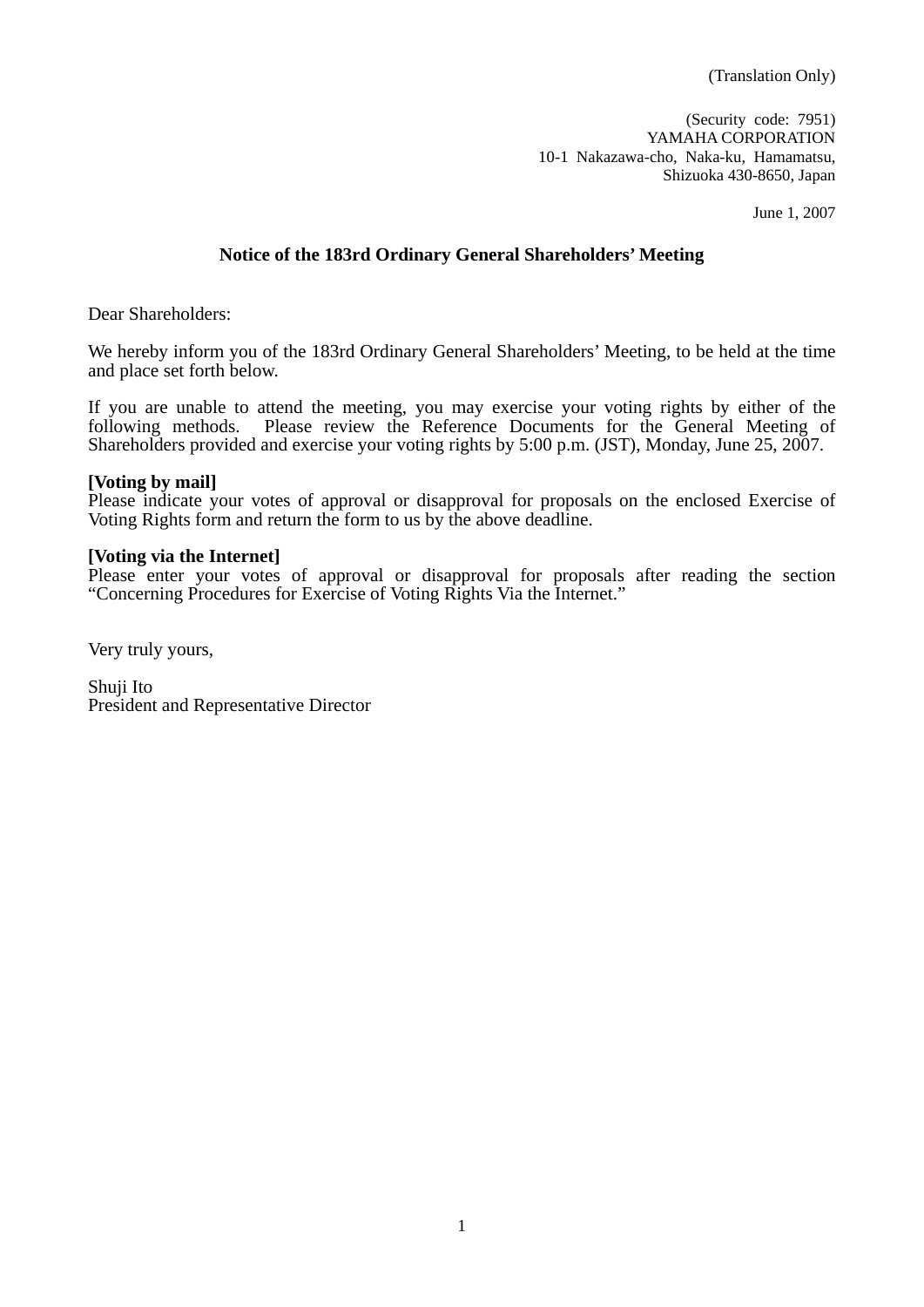(Translation Only)

(Security code: 7951)
YAMAHA CORPORATION
10-1 Nakazawa-cho, Naka-ku, Hamamatsu,
Shizuoka 430-8650, Japan

June 1, 2007

## Notice of the 183rd Ordinary General Shareholders' Meeting

Dear Shareholders:

We hereby inform you of the 183rd Ordinary General Shareholders' Meeting, to be held at the time and place set forth below.

If you are unable to attend the meeting, you may exercise your voting rights by either of the following methods. Please review the Reference Documents for the General Meeting of Shareholders provided and exercise your voting rights by 5:00 p.m. (JST), Monday, June 25, 2007.

**[Voting by mail]**
Please indicate your votes of approval or disapproval for proposals on the enclosed Exercise of Voting Rights form and return the form to us by the above deadline.

**[Voting via the Internet]**
Please enter your votes of approval or disapproval for proposals after reading the section "Concerning Procedures for Exercise of Voting Rights Via the Internet."

Very truly yours,

Shuji Ito
President and Representative Director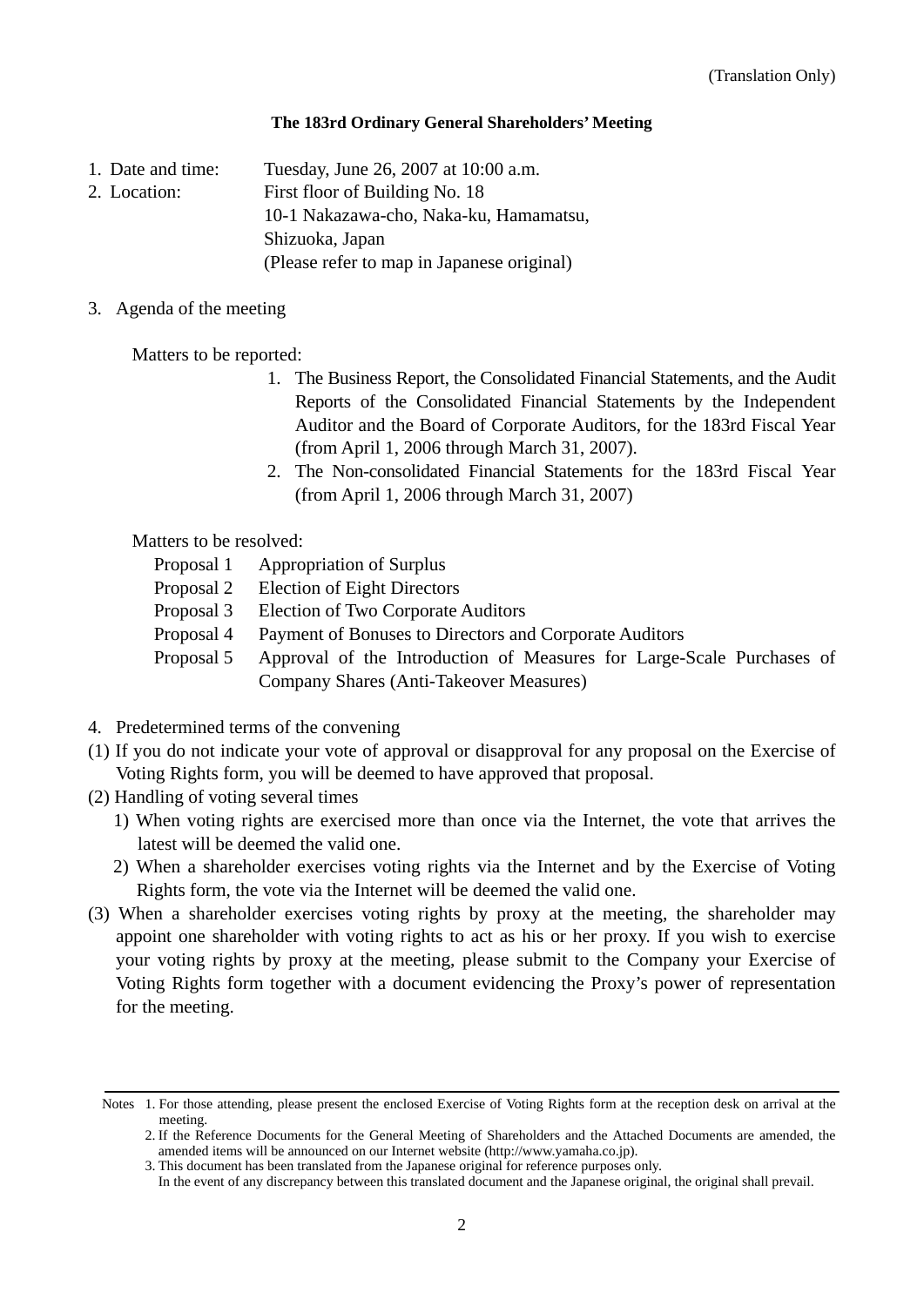(Translation Only)

**The 183rd Ordinary General Shareholders' Meeting**

1. Date and time: Tuesday, June 26, 2007 at 10:00 a.m.
2. Location: First floor of Building No. 18
   10-1 Nakazawa-cho, Naka-ku, Hamamatsu,
   Shizuoka, Japan
   (Please refer to map in Japanese original)

3. Agenda of the meeting

   Matters to be reported:

   1. The Business Report, the Consolidated Financial Statements, and the Audit Reports of the Consolidated Financial Statements by the Independent Auditor and the Board of Corporate Auditors, for the 183rd Fiscal Year (from April 1, 2006 through March 31, 2007).
   2. The Non-consolidated Financial Statements for the 183rd Fiscal Year (from April 1, 2006 through March 31, 2007)

   Matters to be resolved:

   Proposal 1 Appropriation of Surplus
   Proposal 2 Election of Eight Directors
   Proposal 3 Election of Two Corporate Auditors
   Proposal 4 Payment of Bonuses to Directors and Corporate Auditors
   Proposal 5 Approval of the Introduction of Measures for Large-Scale Purchases of Company Shares (Anti-Takeover Measures)

4. Predetermined terms of the convening

(1) If you do not indicate your vote of approval or disapproval for any proposal on the Exercise of Voting Rights form, you will be deemed to have approved that proposal.

(2) Handling of voting several times

   1) When voting rights are exercised more than once via the Internet, the vote that arrives the latest will be deemed the valid one.
   2) When a shareholder exercises voting rights via the Internet and by the Exercise of Voting Rights form, the vote via the Internet will be deemed the valid one.

(3) When a shareholder exercises voting rights by proxy at the meeting, the shareholder may appoint one shareholder with voting rights to act as his or her proxy. If you wish to exercise your voting rights by proxy at the meeting, please submit to the Company your Exercise of Voting Rights form together with a document evidencing the Proxy's power of representation for the meeting.

---

Notes 1. For those attending, please present the enclosed Exercise of Voting Rights form at the reception desk on arrival at the meeting.
2. If the Reference Documents for the General Meeting of Shareholders and the Attached Documents are amended, the amended items will be announced on our Internet website (http://www.yamaha.co.jp).
3. This document has been translated from the Japanese original for reference purposes only.
In the event of any discrepancy between this translated document and the Japanese original, the original shall prevail.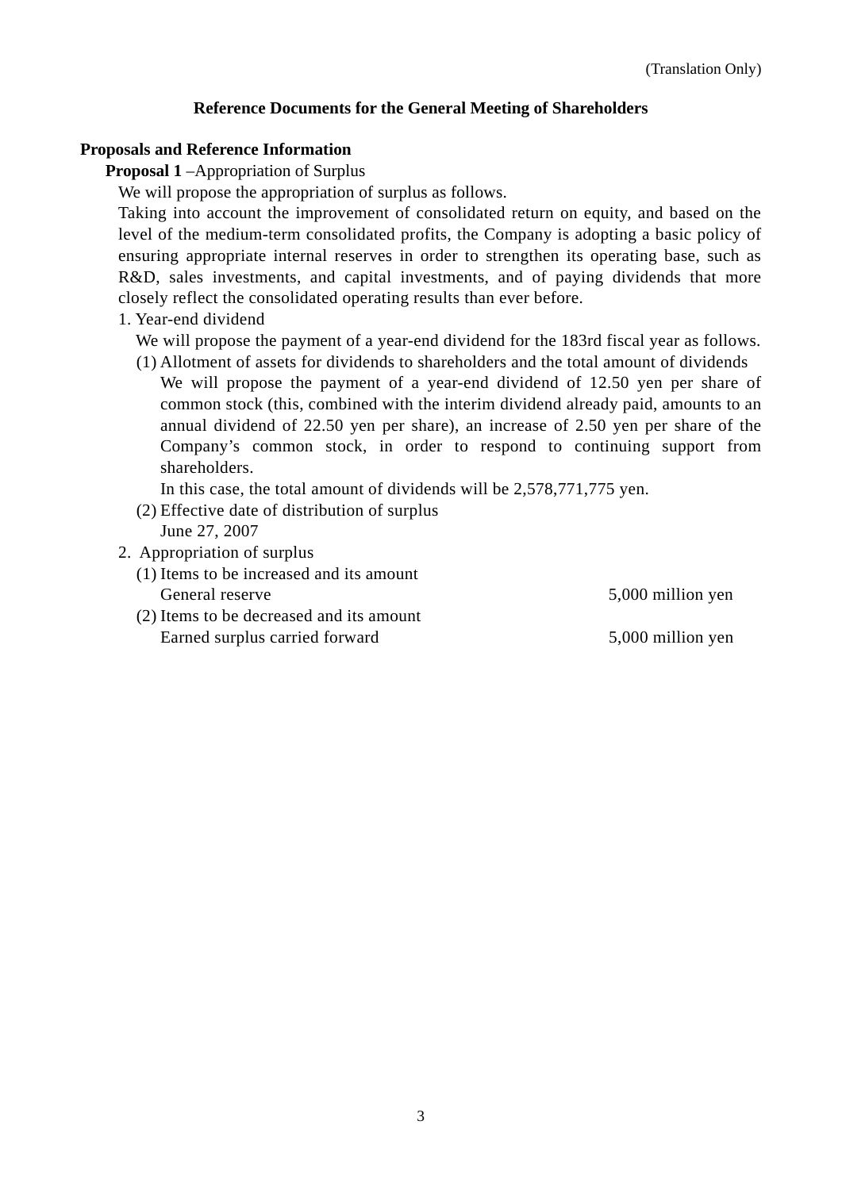(Translation Only)

## Reference Documents for the General Meeting of Shareholders

### Proposals and Reference Information

**Proposal 1** –Appropriation of Surplus

We will propose the appropriation of surplus as follows.

Taking into account the improvement of consolidated return on equity, and based on the level of the medium-term consolidated profits, the Company is adopting a basic policy of ensuring appropriate internal reserves in order to strengthen its operating base, such as R&D, sales investments, and capital investments, and of paying dividends that more closely reflect the consolidated operating results than ever before.

1. Year-end dividend

   We will propose the payment of a year-end dividend for the 183rd fiscal year as follows.

   (1) Allotment of assets for dividends to shareholders and the total amount of dividends

   We will propose the payment of a year-end dividend of 12.50 yen per share of common stock (this, combined with the interim dividend already paid, amounts to an annual dividend of 22.50 yen per share), an increase of 2.50 yen per share of the Company's common stock, in order to respond to continuing support from shareholders.

   In this case, the total amount of dividends will be 2,578,771,775 yen.

   (2) Effective date of distribution of surplus

   June 27, 2007

2. Appropriation of surplus

   (1) Items to be increased and its amount

   General reserve 5,000 million yen

   (2) Items to be decreased and its amount

   Earned surplus carried forward 5,000 million yen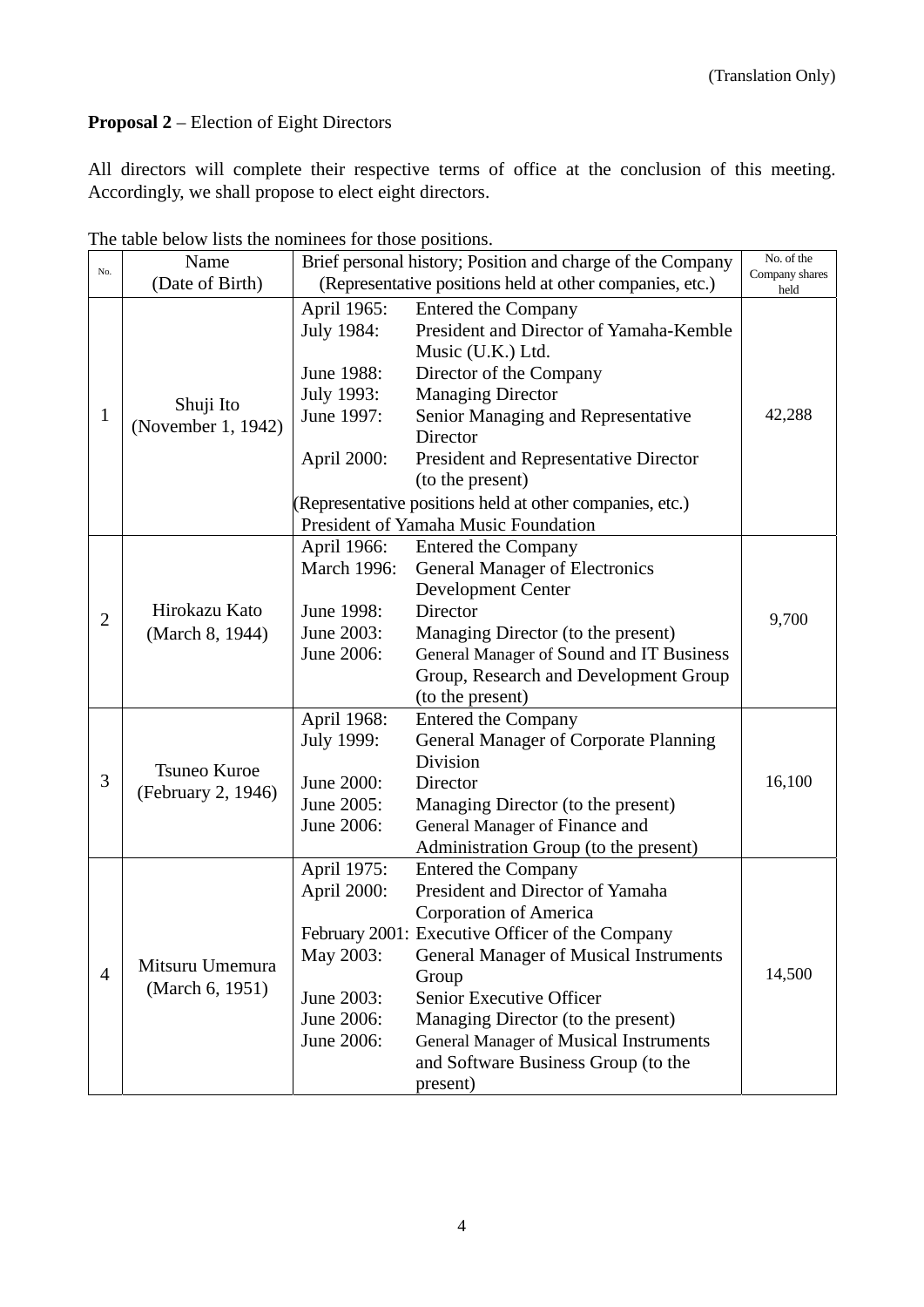(Translation Only)

**Proposal 2** – Election of Eight Directors

All directors will complete their respective terms of office at the conclusion of this meeting. Accordingly, we shall propose to elect eight directors.

The table below lists the nominees for those positions.

| No. | Name (Date of Birth) | Brief personal history; Position and charge of the Company (Representative positions held at other companies, etc.) | No. of the Company shares held |
|---|---|---|---|
| 1 | Shuji Ito (November 1, 1942) | April 1965: Entered the Company<br>July 1984: President and Director of Yamaha-Kemble Music (U.K.) Ltd.<br>June 1988: Director of the Company<br>July 1993: Managing Director<br>June 1997: Senior Managing and Representative Director<br>April 2000: President and Representative Director (to the present)<br>(Representative positions held at other companies, etc.)<br>President of Yamaha Music Foundation | 42,288 |
| 2 | Hirokazu Kato (March 8, 1944) | April 1966: Entered the Company<br>March 1996: General Manager of Electronics Development Center<br>June 1998: Director<br>June 2003: Managing Director (to the present)<br>June 2006: General Manager of Sound and IT Business Group, Research and Development Group (to the present) | 9,700 |
| 3 | Tsuneo Kuroe (February 2, 1946) | April 1968: Entered the Company<br>July 1999: General Manager of Corporate Planning Division<br>June 2000: Director<br>June 2005: Managing Director (to the present)<br>June 2006: General Manager of Finance and Administration Group (to the present) | 16,100 |
| 4 | Mitsuru Umemura (March 6, 1951) | April 1975: Entered the Company<br>April 2000: President and Director of Yamaha Corporation of America<br>February 2001: Executive Officer of the Company<br>May 2003: General Manager of Musical Instruments Group<br>June 2003: Senior Executive Officer<br>June 2006: Managing Director (to the present)<br>June 2006: General Manager of Musical Instruments and Software Business Group (to the present) | 14,500 |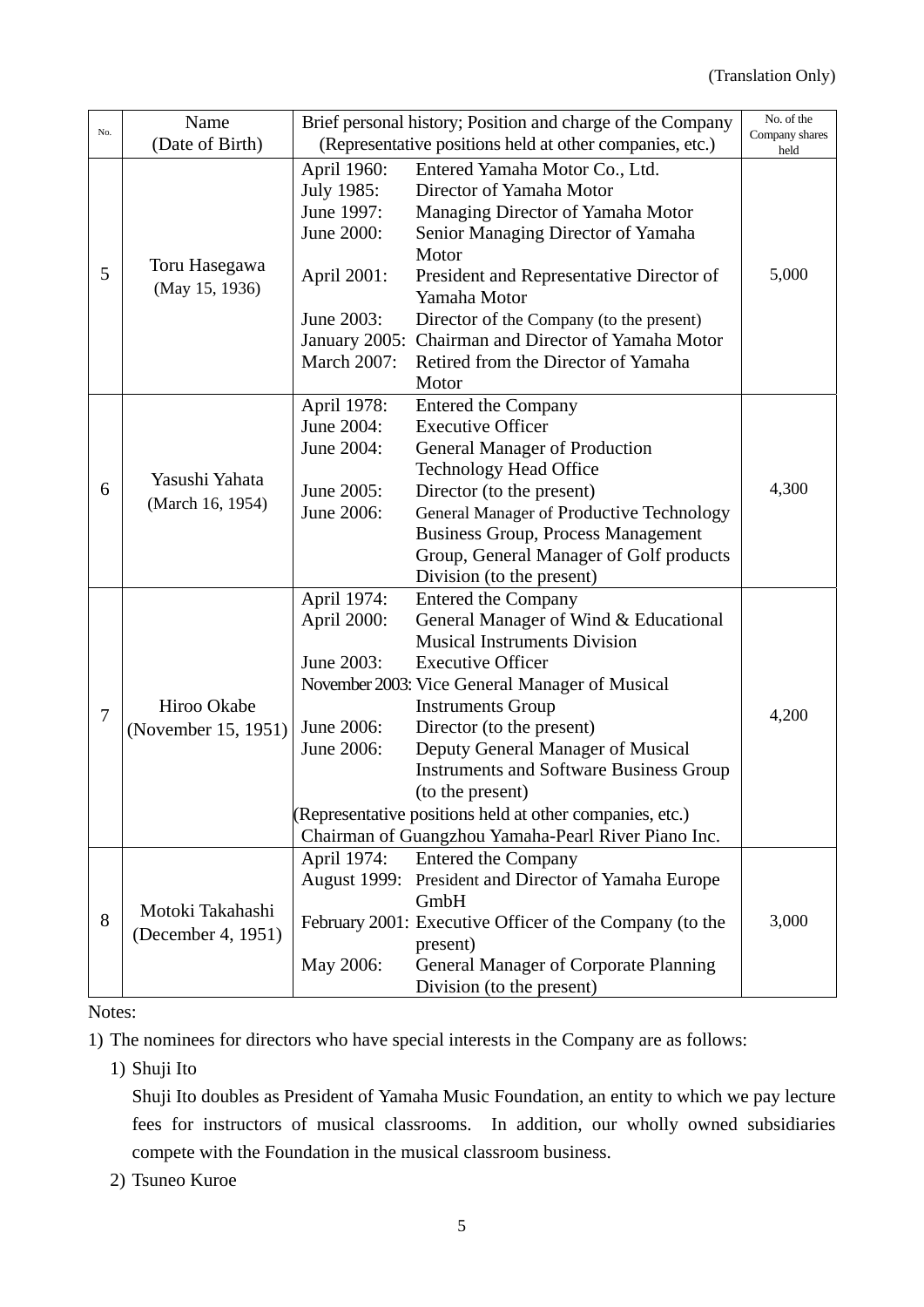(Translation Only)

| No. | Name (Date of Birth) | Brief personal history; Position and charge of the Company (Representative positions held at other companies, etc.) | No. of the Company shares held |
|---|---|---|---|
| 5 | Toru Hasegawa (May 15, 1936) | April 1960: Entered Yamaha Motor Co., Ltd.<br>July 1985: Director of Yamaha Motor<br>June 1997: Managing Director of Yamaha Motor<br>June 2000: Senior Managing Director of Yamaha Motor<br>April 2001: President and Representative Director of Yamaha Motor<br>June 2003: Director of the Company (to the present)<br>January 2005: Chairman and Director of Yamaha Motor<br>March 2007: Retired from the Director of Yamaha Motor | 5,000 |
| 6 | Yasushi Yahata (March 16, 1954) | April 1978: Entered the Company<br>June 2004: Executive Officer<br>June 2004: General Manager of Production Technology Head Office<br>June 2005: Director (to the present)<br>June 2006: General Manager of Productive Technology Business Group, Process Management Group, General Manager of Golf products Division (to the present) | 4,300 |
| 7 | Hiroo Okabe (November 15, 1951) | April 1974: Entered the Company<br>April 2000: General Manager of Wind & Educational Musical Instruments Division<br>June 2003: Executive Officer<br>November 2003: Vice General Manager of Musical Instruments Group<br>June 2006: Director (to the present)<br>June 2006: Deputy General Manager of Musical Instruments and Software Business Group (to the present)<br>(Representative positions held at other companies, etc.)<br>Chairman of Guangzhou Yamaha-Pearl River Piano Inc. | 4,200 |
| 8 | Motoki Takahashi (December 4, 1951) | April 1974: Entered the Company<br>August 1999: President and Director of Yamaha Europe GmbH<br>February 2001: Executive Officer of the Company (to the present)<br>May 2006: General Manager of Corporate Planning Division (to the present) | 3,000 |

Notes:

1) The nominees for directors who have special interests in the Company are as follows:

1) Shuji Ito

Shuji Ito doubles as President of Yamaha Music Foundation, an entity to which we pay lecture fees for instructors of musical classrooms. In addition, our wholly owned subsidiaries compete with the Foundation in the musical classroom business.

2) Tsuneo Kuroe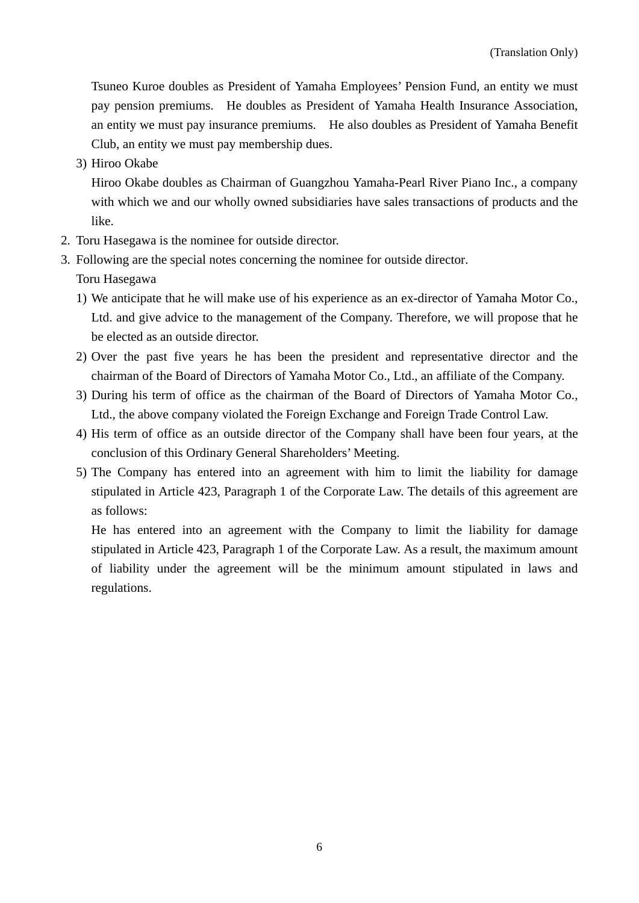(Translation Only)

Tsuneo Kuroe doubles as President of Yamaha Employees' Pension Fund, an entity we must pay pension premiums. He doubles as President of Yamaha Health Insurance Association, an entity we must pay insurance premiums. He also doubles as President of Yamaha Benefit Club, an entity we must pay membership dues.

3) Hiroo Okabe

Hiroo Okabe doubles as Chairman of Guangzhou Yamaha-Pearl River Piano Inc., a company with which we and our wholly owned subsidiaries have sales transactions of products and the like.

2. Toru Hasegawa is the nominee for outside director.
3. Following are the special notes concerning the nominee for outside director.

Toru Hasegawa

1) We anticipate that he will make use of his experience as an ex-director of Yamaha Motor Co., Ltd. and give advice to the management of the Company. Therefore, we will propose that he be elected as an outside director.
2) Over the past five years he has been the president and representative director and the chairman of the Board of Directors of Yamaha Motor Co., Ltd., an affiliate of the Company.
3) During his term of office as the chairman of the Board of Directors of Yamaha Motor Co., Ltd., the above company violated the Foreign Exchange and Foreign Trade Control Law.
4) His term of office as an outside director of the Company shall have been four years, at the conclusion of this Ordinary General Shareholders' Meeting.
5) The Company has entered into an agreement with him to limit the liability for damage stipulated in Article 423, Paragraph 1 of the Corporate Law. The details of this agreement are as follows:

   He has entered into an agreement with the Company to limit the liability for damage stipulated in Article 423, Paragraph 1 of the Corporate Law. As a result, the maximum amount of liability under the agreement will be the minimum amount stipulated in laws and regulations.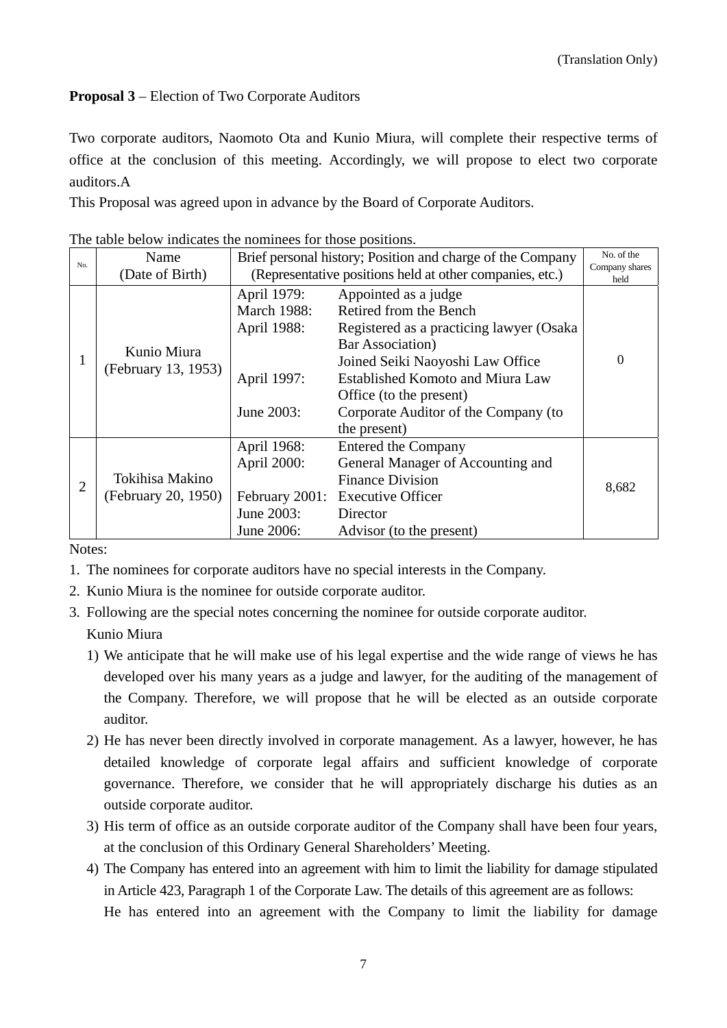(Translation Only)

**Proposal 3** – Election of Two Corporate Auditors

Two corporate auditors, Naomoto Ota and Kunio Miura, will complete their respective terms of office at the conclusion of this meeting. Accordingly, we will propose to elect two corporate auditors.A

This Proposal was agreed upon in advance by the Board of Corporate Auditors.

The table below indicates the nominees for those positions.

| No. | Name<br>(Date of Birth) | Brief personal history; Position and charge of the Company<br>(Representative positions held at other companies, etc.) | | No. of the Company shares held |
|---|---|---|---|---|
| 1 | Kunio Miura<br>(February 13, 1953) | April 1979:<br>March 1988:<br>April 1988:<br><br><br>April 1997:<br><br>June 2003: | Appointed as a judge<br>Retired from the Bench<br>Registered as a practicing lawyer (Osaka Bar Association)<br>Joined Seiki Naoyoshi Law Office<br>Established Komoto and Miura Law Office (to the present)<br>Corporate Auditor of the Company (to the present) | 0 |
| 2 | Tokihisa Makino<br>(February 20, 1950) | April 1968:<br>April 2000:<br><br>February 2001:<br>June 2003:<br>June 2006: | Entered the Company<br>General Manager of Accounting and Finance Division<br>Executive Officer<br>Director<br>Advisor (to the present) | 8,682 |

Notes:

1. The nominees for corporate auditors have no special interests in the Company.
2. Kunio Miura is the nominee for outside corporate auditor.
3. Following are the special notes concerning the nominee for outside corporate auditor.

   Kunio Miura

   1) We anticipate that he will make use of his legal expertise and the wide range of views he has developed over his many years as a judge and lawyer, for the auditing of the management of the Company. Therefore, we will propose that he will be elected as an outside corporate auditor.
   2) He has never been directly involved in corporate management. As a lawyer, however, he has detailed knowledge of corporate legal affairs and sufficient knowledge of corporate governance. Therefore, we consider that he will appropriately discharge his duties as an outside corporate auditor.
   3) His term of office as an outside corporate auditor of the Company shall have been four years, at the conclusion of this Ordinary General Shareholders' Meeting.
   4) The Company has entered into an agreement with him to limit the liability for damage stipulated in Article 423, Paragraph 1 of the Corporate Law. The details of this agreement are as follows:

      He has entered into an agreement with the Company to limit the liability for damage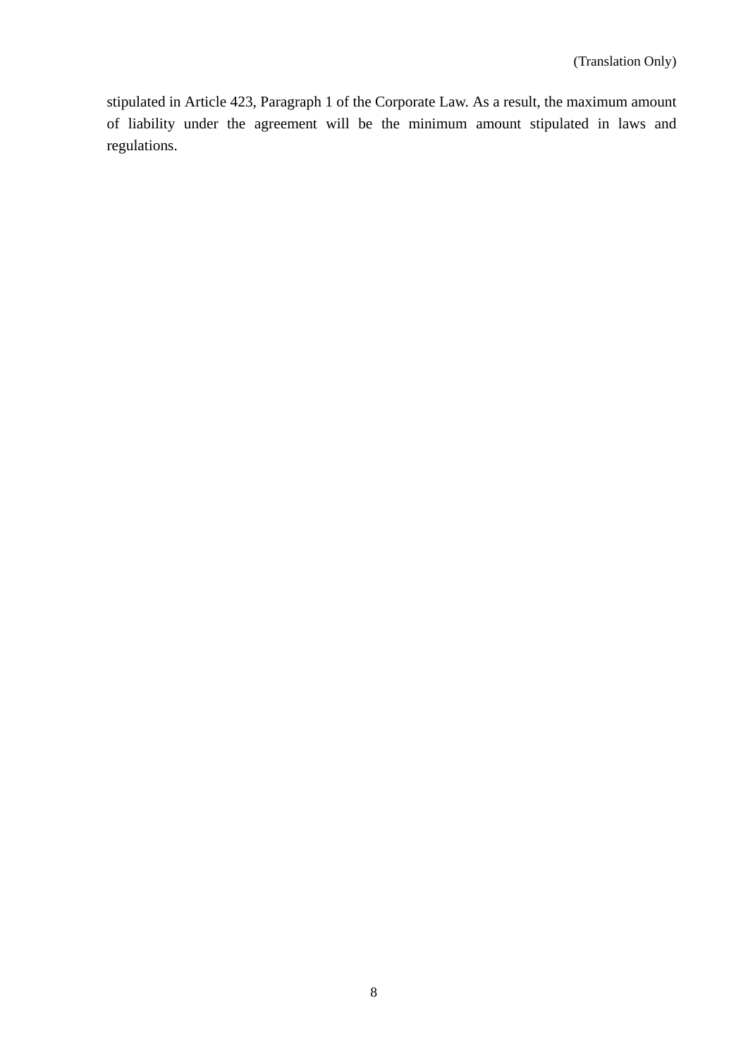stipulated in Article 423, Paragraph 1 of the Corporate Law. As a result, the maximum amount of liability under the agreement will be the minimum amount stipulated in laws and regulations.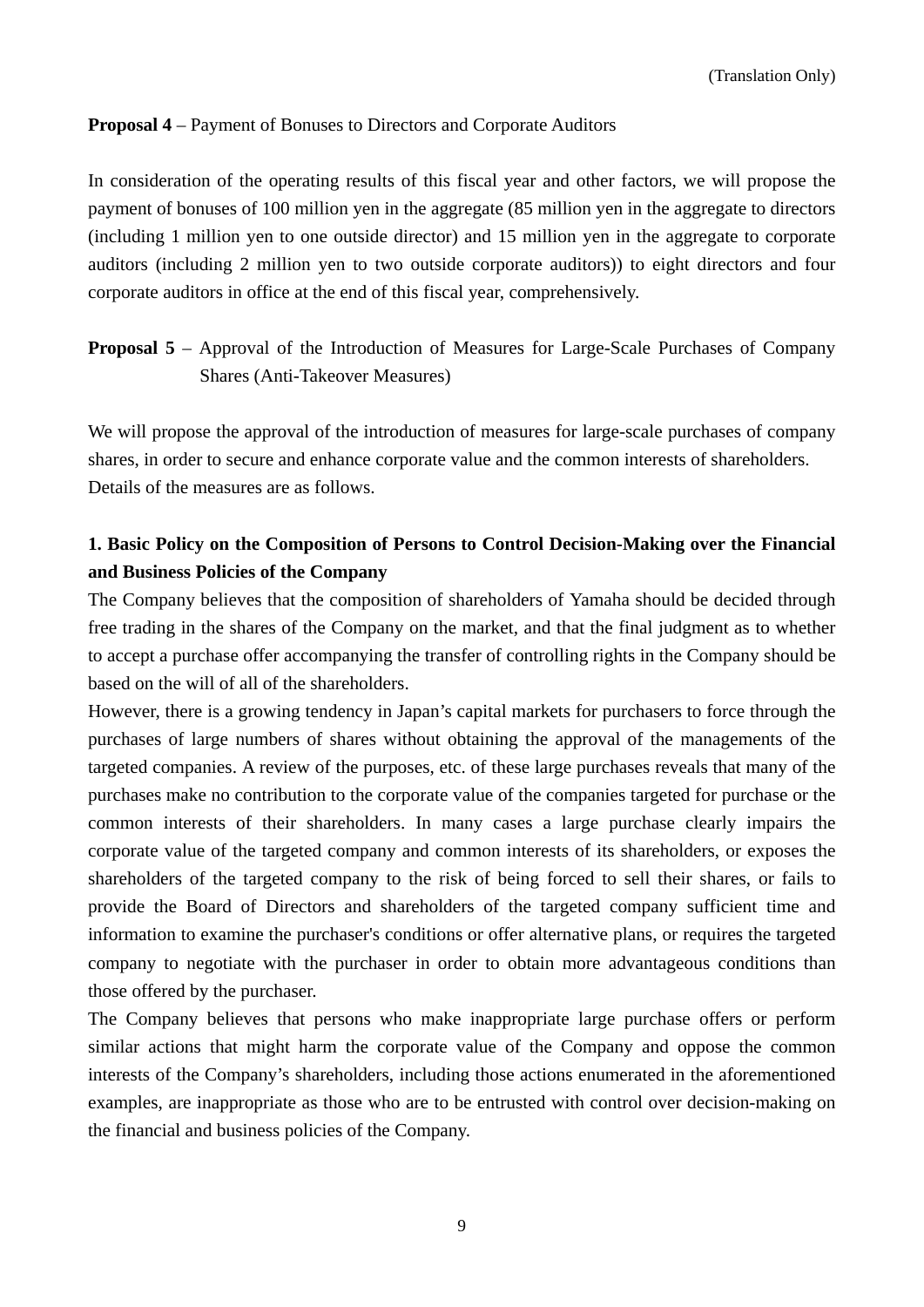(Translation Only)

**Proposal 4** – Payment of Bonuses to Directors and Corporate Auditors

In consideration of the operating results of this fiscal year and other factors, we will propose the payment of bonuses of 100 million yen in the aggregate (85 million yen in the aggregate to directors (including 1 million yen to one outside director) and 15 million yen in the aggregate to corporate auditors (including 2 million yen to two outside corporate auditors)) to eight directors and four corporate auditors in office at the end of this fiscal year, comprehensively.

**Proposal 5** – Approval of the Introduction of Measures for Large-Scale Purchases of Company Shares (Anti-Takeover Measures)

We will propose the approval of the introduction of measures for large-scale purchases of company shares, in order to secure and enhance corporate value and the common interests of shareholders. Details of the measures are as follows.

**1. Basic Policy on the Composition of Persons to Control Decision-Making over the Financial and Business Policies of the Company**

The Company believes that the composition of shareholders of Yamaha should be decided through free trading in the shares of the Company on the market, and that the final judgment as to whether to accept a purchase offer accompanying the transfer of controlling rights in the Company should be based on the will of all of the shareholders.

However, there is a growing tendency in Japan's capital markets for purchasers to force through the purchases of large numbers of shares without obtaining the approval of the managements of the targeted companies. A review of the purposes, etc. of these large purchases reveals that many of the purchases make no contribution to the corporate value of the companies targeted for purchase or the common interests of their shareholders. In many cases a large purchase clearly impairs the corporate value of the targeted company and common interests of its shareholders, or exposes the shareholders of the targeted company to the risk of being forced to sell their shares, or fails to provide the Board of Directors and shareholders of the targeted company sufficient time and information to examine the purchaser's conditions or offer alternative plans, or requires the targeted company to negotiate with the purchaser in order to obtain more advantageous conditions than those offered by the purchaser.

The Company believes that persons who make inappropriate large purchase offers or perform similar actions that might harm the corporate value of the Company and oppose the common interests of the Company's shareholders, including those actions enumerated in the aforementioned examples, are inappropriate as those who are to be entrusted with control over decision-making on the financial and business policies of the Company.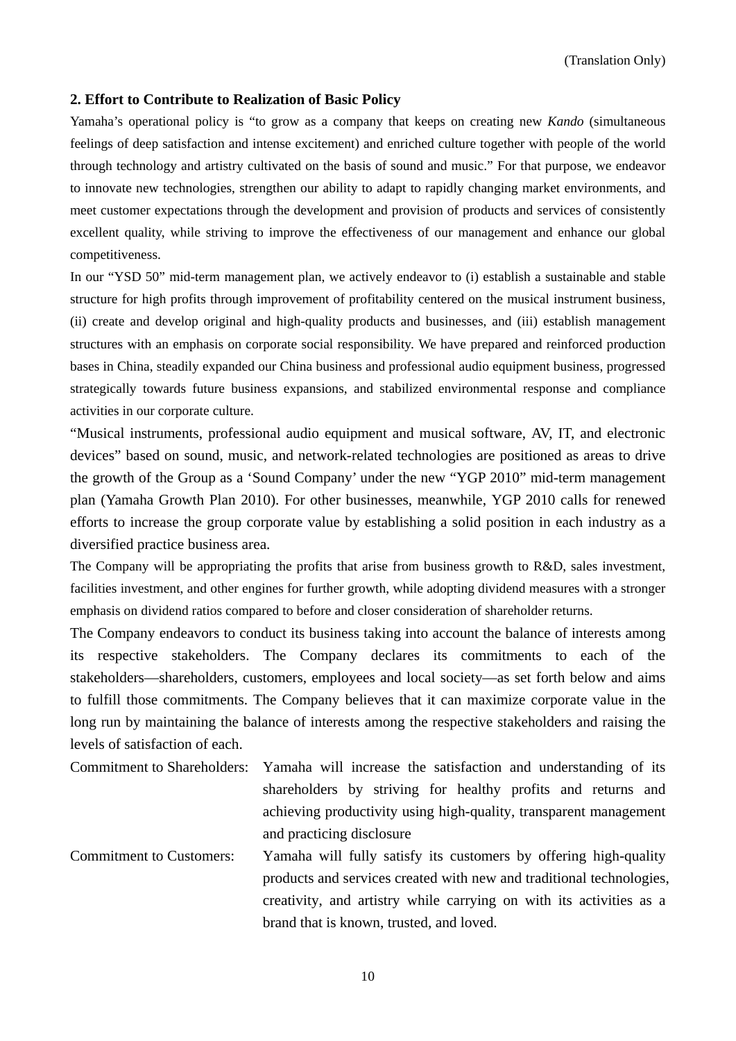(Translation Only)

## 2. Effort to Contribute to Realization of Basic Policy

Yamaha's operational policy is "to grow as a company that keeps on creating new *Kando* (simultaneous feelings of deep satisfaction and intense excitement) and enriched culture together with people of the world through technology and artistry cultivated on the basis of sound and music." For that purpose, we endeavor to innovate new technologies, strengthen our ability to adapt to rapidly changing market environments, and meet customer expectations through the development and provision of products and services of consistently excellent quality, while striving to improve the effectiveness of our management and enhance our global competitiveness.

In our "YSD 50" mid-term management plan, we actively endeavor to (i) establish a sustainable and stable structure for high profits through improvement of profitability centered on the musical instrument business, (ii) create and develop original and high-quality products and businesses, and (iii) establish management structures with an emphasis on corporate social responsibility. We have prepared and reinforced production bases in China, steadily expanded our China business and professional audio equipment business, progressed strategically towards future business expansions, and stabilized environmental response and compliance activities in our corporate culture.

"Musical instruments, professional audio equipment and musical software, AV, IT, and electronic devices" based on sound, music, and network-related technologies are positioned as areas to drive the growth of the Group as a 'Sound Company' under the new "YGP 2010" mid-term management plan (Yamaha Growth Plan 2010). For other businesses, meanwhile, YGP 2010 calls for renewed efforts to increase the group corporate value by establishing a solid position in each industry as a diversified practice business area.

The Company will be appropriating the profits that arise from business growth to R&D, sales investment, facilities investment, and other engines for further growth, while adopting dividend measures with a stronger emphasis on dividend ratios compared to before and closer consideration of shareholder returns.

The Company endeavors to conduct its business taking into account the balance of interests among its respective stakeholders. The Company declares its commitments to each of the stakeholders—shareholders, customers, employees and local society—as set forth below and aims to fulfill those commitments. The Company believes that it can maximize corporate value in the long run by maintaining the balance of interests among the respective stakeholders and raising the levels of satisfaction of each.

Commitment to Shareholders: Yamaha will increase the satisfaction and understanding of its shareholders by striving for healthy profits and returns and achieving productivity using high-quality, transparent management and practicing disclosure

Commitment to Customers: Yamaha will fully satisfy its customers by offering high-quality products and services created with new and traditional technologies, creativity, and artistry while carrying on with its activities as a brand that is known, trusted, and loved.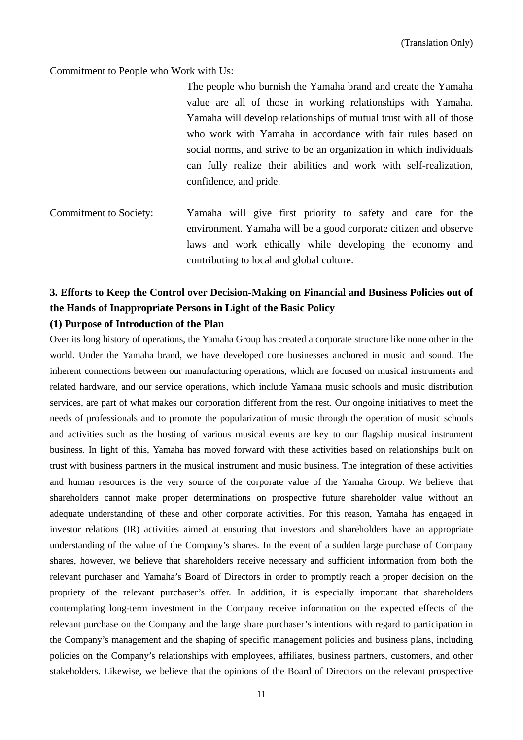Commitment to People who Work with Us:

The people who burnish the Yamaha brand and create the Yamaha value are all of those in working relationships with Yamaha. Yamaha will develop relationships of mutual trust with all of those who work with Yamaha in accordance with fair rules based on social norms, and strive to be an organization in which individuals can fully realize their abilities and work with self-realization, confidence, and pride.

Commitment to Society: Yamaha will give first priority to safety and care for the environment. Yamaha will be a good corporate citizen and observe laws and work ethically while developing the economy and contributing to local and global culture.

### 3. Efforts to Keep the Control over Decision-Making on Financial and Business Policies out of the Hands of Inappropriate Persons in Light of the Basic Policy

#### (1) Purpose of Introduction of the Plan

Over its long history of operations, the Yamaha Group has created a corporate structure like none other in the world. Under the Yamaha brand, we have developed core businesses anchored in music and sound. The inherent connections between our manufacturing operations, which are focused on musical instruments and related hardware, and our service operations, which include Yamaha music schools and music distribution services, are part of what makes our corporation different from the rest. Our ongoing initiatives to meet the needs of professionals and to promote the popularization of music through the operation of music schools and activities such as the hosting of various musical events are key to our flagship musical instrument business. In light of this, Yamaha has moved forward with these activities based on relationships built on trust with business partners in the musical instrument and music business. The integration of these activities and human resources is the very source of the corporate value of the Yamaha Group. We believe that shareholders cannot make proper determinations on prospective future shareholder value without an adequate understanding of these and other corporate activities. For this reason, Yamaha has engaged in investor relations (IR) activities aimed at ensuring that investors and shareholders have an appropriate understanding of the value of the Company's shares. In the event of a sudden large purchase of Company shares, however, we believe that shareholders receive necessary and sufficient information from both the relevant purchaser and Yamaha's Board of Directors in order to promptly reach a proper decision on the propriety of the relevant purchaser's offer. In addition, it is especially important that shareholders contemplating long-term investment in the Company receive information on the expected effects of the relevant purchase on the Company and the large share purchaser's intentions with regard to participation in the Company's management and the shaping of specific management policies and business plans, including policies on the Company's relationships with employees, affiliates, business partners, customers, and other stakeholders. Likewise, we believe that the opinions of the Board of Directors on the relevant prospective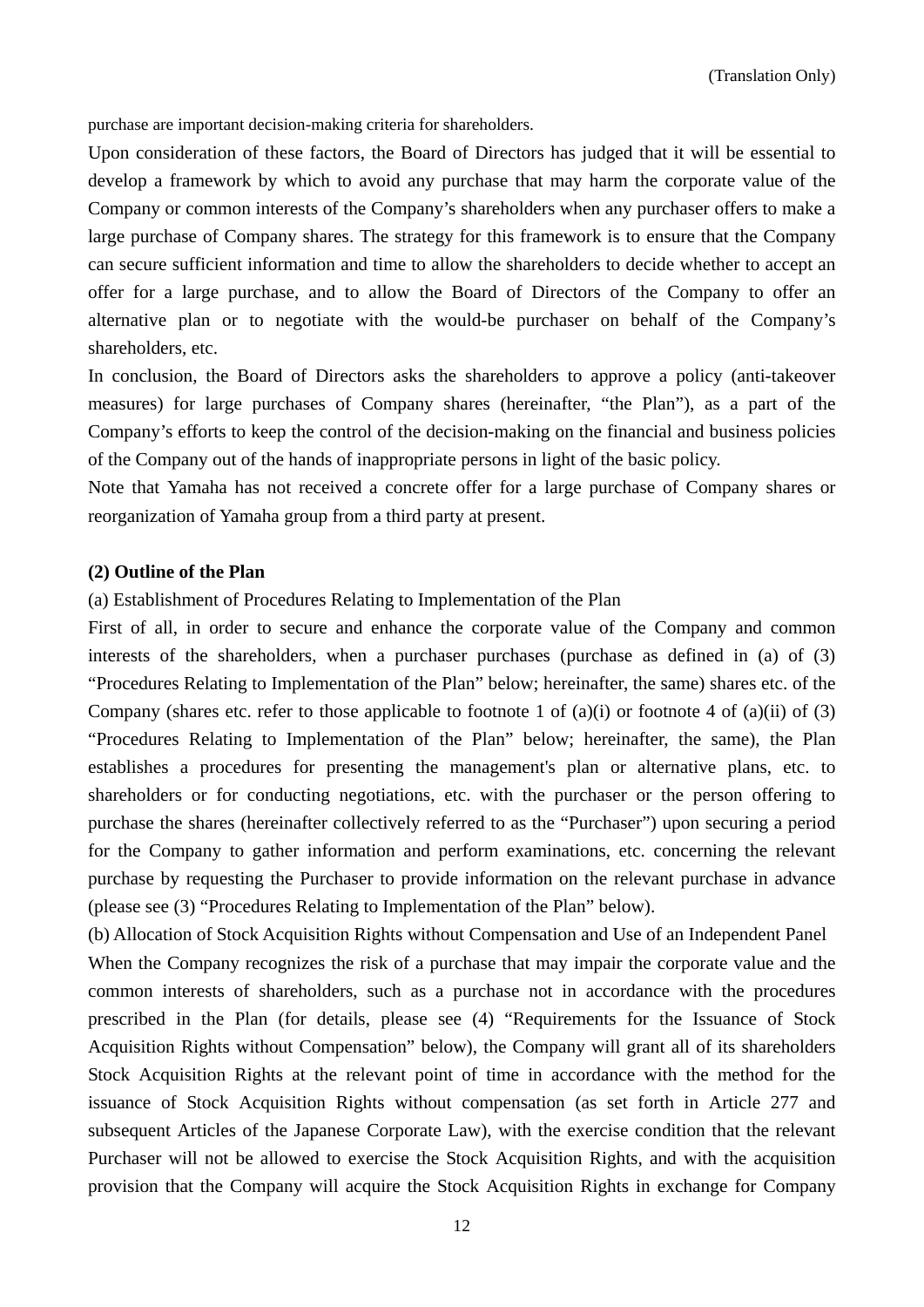purchase are important decision-making criteria for shareholders.

Upon consideration of these factors, the Board of Directors has judged that it will be essential to develop a framework by which to avoid any purchase that may harm the corporate value of the Company or common interests of the Company's shareholders when any purchaser offers to make a large purchase of Company shares. The strategy for this framework is to ensure that the Company can secure sufficient information and time to allow the shareholders to decide whether to accept an offer for a large purchase, and to allow the Board of Directors of the Company to offer an alternative plan or to negotiate with the would-be purchaser on behalf of the Company's shareholders, etc.

In conclusion, the Board of Directors asks the shareholders to approve a policy (anti-takeover measures) for large purchases of Company shares (hereinafter, "the Plan"), as a part of the Company's efforts to keep the control of the decision-making on the financial and business policies of the Company out of the hands of inappropriate persons in light of the basic policy.

Note that Yamaha has not received a concrete offer for a large purchase of Company shares or reorganization of Yamaha group from a third party at present.

**(2) Outline of the Plan**

(a) Establishment of Procedures Relating to Implementation of the Plan

First of all, in order to secure and enhance the corporate value of the Company and common interests of the shareholders, when a purchaser purchases (purchase as defined in (a) of (3) "Procedures Relating to Implementation of the Plan" below; hereinafter, the same) shares etc. of the Company (shares etc. refer to those applicable to footnote 1 of (a)(i) or footnote 4 of (a)(ii) of (3) "Procedures Relating to Implementation of the Plan" below; hereinafter, the same), the Plan establishes a procedures for presenting the management's plan or alternative plans, etc. to shareholders or for conducting negotiations, etc. with the purchaser or the person offering to purchase the shares (hereinafter collectively referred to as the "Purchaser") upon securing a period for the Company to gather information and perform examinations, etc. concerning the relevant purchase by requesting the Purchaser to provide information on the relevant purchase in advance (please see (3) "Procedures Relating to Implementation of the Plan" below).

(b) Allocation of Stock Acquisition Rights without Compensation and Use of an Independent Panel

When the Company recognizes the risk of a purchase that may impair the corporate value and the common interests of shareholders, such as a purchase not in accordance with the procedures prescribed in the Plan (for details, please see (4) "Requirements for the Issuance of Stock Acquisition Rights without Compensation" below), the Company will grant all of its shareholders Stock Acquisition Rights at the relevant point of time in accordance with the method for the issuance of Stock Acquisition Rights without compensation (as set forth in Article 277 and subsequent Articles of the Japanese Corporate Law), with the exercise condition that the relevant Purchaser will not be allowed to exercise the Stock Acquisition Rights, and with the acquisition provision that the Company will acquire the Stock Acquisition Rights in exchange for Company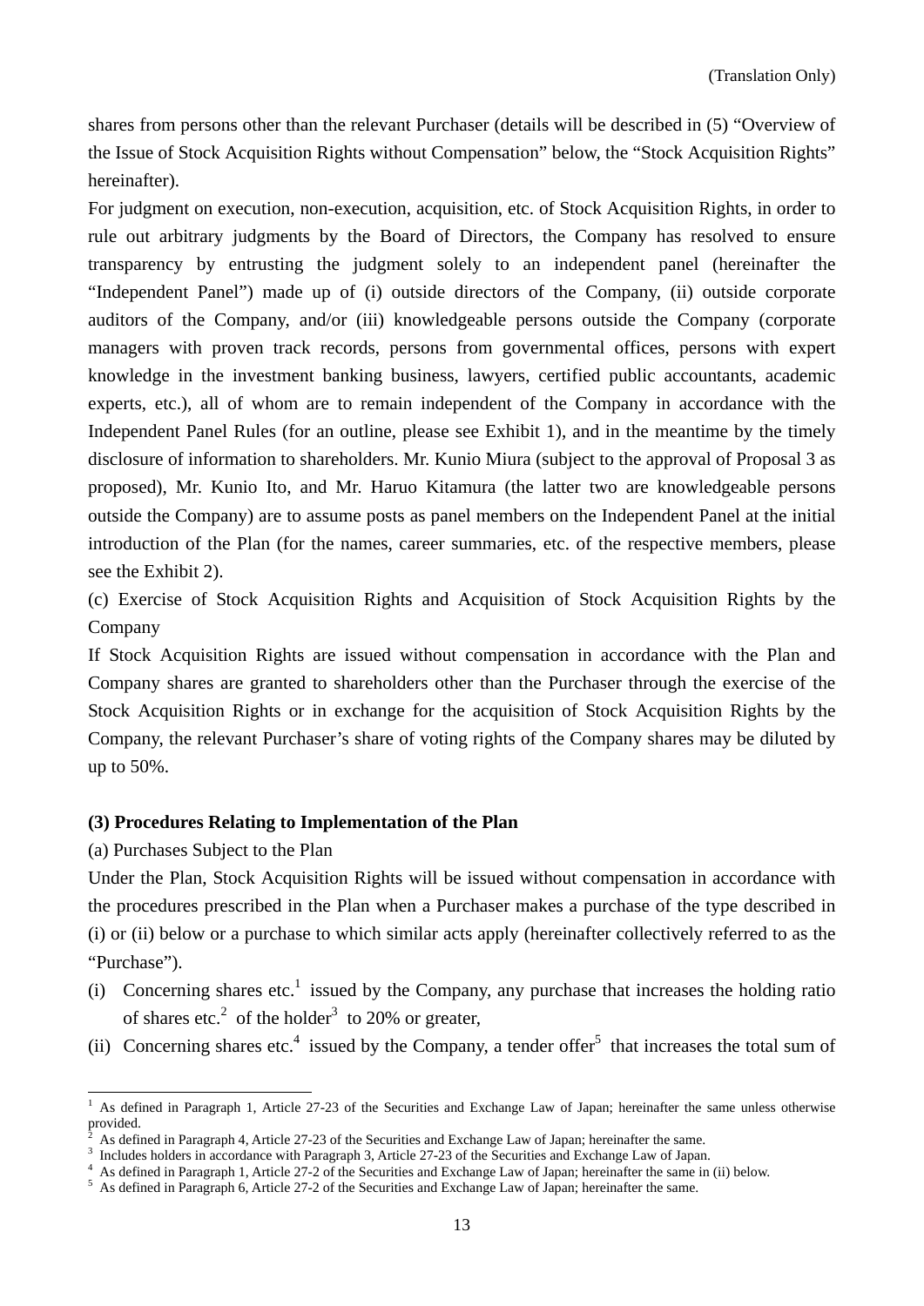shares from persons other than the relevant Purchaser (details will be described in (5) "Overview of the Issue of Stock Acquisition Rights without Compensation" below, the "Stock Acquisition Rights" hereinafter).

For judgment on execution, non-execution, acquisition, etc. of Stock Acquisition Rights, in order to rule out arbitrary judgments by the Board of Directors, the Company has resolved to ensure transparency by entrusting the judgment solely to an independent panel (hereinafter the "Independent Panel") made up of (i) outside directors of the Company, (ii) outside corporate auditors of the Company, and/or (iii) knowledgeable persons outside the Company (corporate managers with proven track records, persons from governmental offices, persons with expert knowledge in the investment banking business, lawyers, certified public accountants, academic experts, etc.), all of whom are to remain independent of the Company in accordance with the Independent Panel Rules (for an outline, please see Exhibit 1), and in the meantime by the timely disclosure of information to shareholders. Mr. Kunio Miura (subject to the approval of Proposal 3 as proposed), Mr. Kunio Ito, and Mr. Haruo Kitamura (the latter two are knowledgeable persons outside the Company) are to assume posts as panel members on the Independent Panel at the initial introduction of the Plan (for the names, career summaries, etc. of the respective members, please see the Exhibit 2).

(c) Exercise of Stock Acquisition Rights and Acquisition of Stock Acquisition Rights by the Company

If Stock Acquisition Rights are issued without compensation in accordance with the Plan and Company shares are granted to shareholders other than the Purchaser through the exercise of the Stock Acquisition Rights or in exchange for the acquisition of Stock Acquisition Rights by the Company, the relevant Purchaser's share of voting rights of the Company shares may be diluted by up to 50%.

**(3) Procedures Relating to Implementation of the Plan**

(a) Purchases Subject to the Plan

Under the Plan, Stock Acquisition Rights will be issued without compensation in accordance with the procedures prescribed in the Plan when a Purchaser makes a purchase of the type described in (i) or (ii) below or a purchase to which similar acts apply (hereinafter collectively referred to as the "Purchase").

(i) Concerning shares etc.[1] issued by the Company, any purchase that increases the holding ratio of shares etc.[2] of the holder[3] to 20% or greater,

(ii) Concerning shares etc.[4] issued by the Company, a tender offer[5] that increases the total sum of

---

[1] As defined in Paragraph 1, Article 27-23 of the Securities and Exchange Law of Japan; hereinafter the same unless otherwise provided.

[2] As defined in Paragraph 4, Article 27-23 of the Securities and Exchange Law of Japan; hereinafter the same.

[3] Includes holders in accordance with Paragraph 3, Article 27-23 of the Securities and Exchange Law of Japan.

[4] As defined in Paragraph 1, Article 27-2 of the Securities and Exchange Law of Japan; hereinafter the same in (ii) below.

[5] As defined in Paragraph 6, Article 27-2 of the Securities and Exchange Law of Japan; hereinafter the same.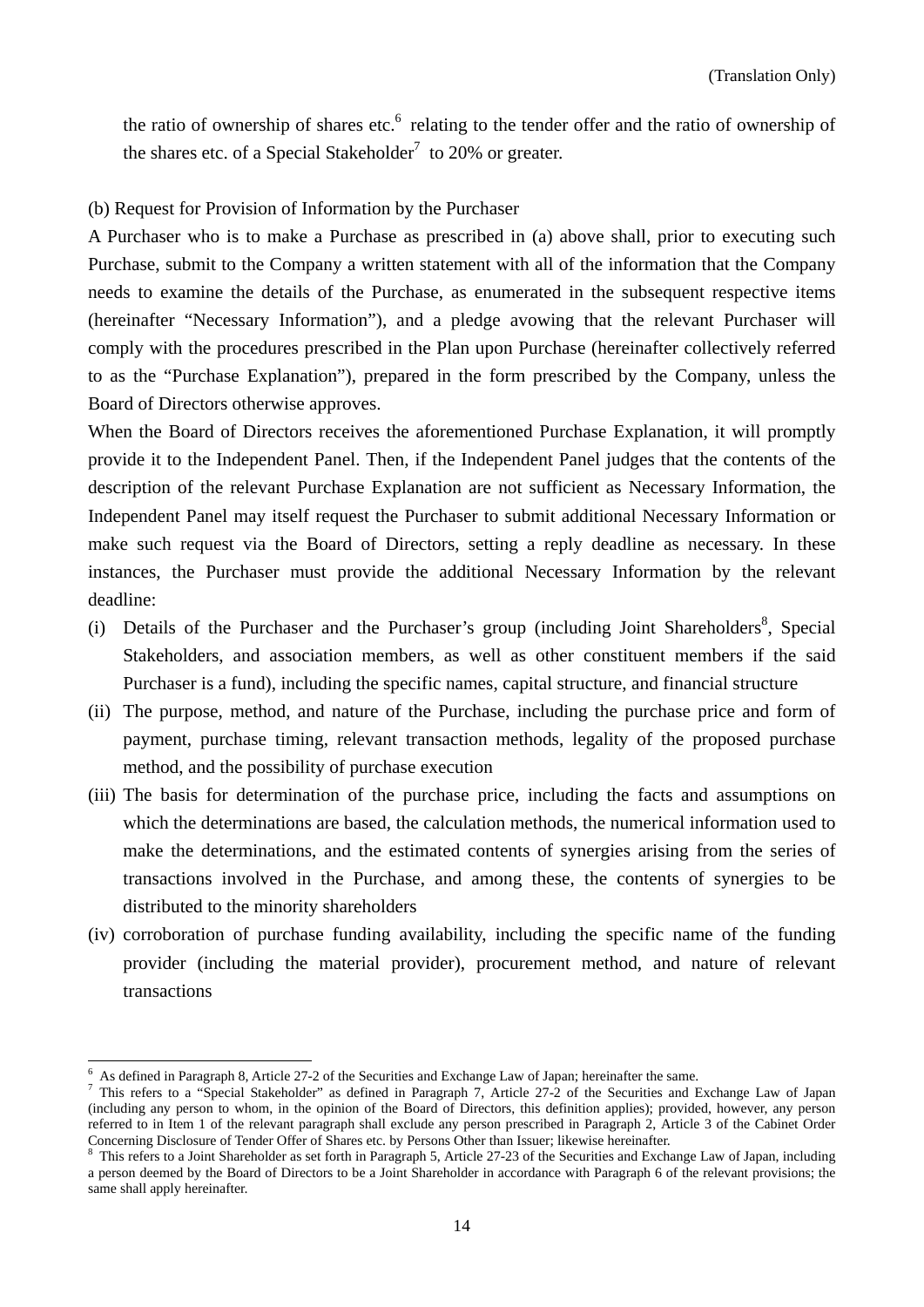the ratio of ownership of shares etc.[6] relating to the tender offer and the ratio of ownership of the shares etc. of a Special Stakeholder[7] to 20% or greater.

(b) Request for Provision of Information by the Purchaser

A Purchaser who is to make a Purchase as prescribed in (a) above shall, prior to executing such Purchase, submit to the Company a written statement with all of the information that the Company needs to examine the details of the Purchase, as enumerated in the subsequent respective items (hereinafter "Necessary Information"), and a pledge avowing that the relevant Purchaser will comply with the procedures prescribed in the Plan upon Purchase (hereinafter collectively referred to as the "Purchase Explanation"), prepared in the form prescribed by the Company, unless the Board of Directors otherwise approves.

When the Board of Directors receives the aforementioned Purchase Explanation, it will promptly provide it to the Independent Panel. Then, if the Independent Panel judges that the contents of the description of the relevant Purchase Explanation are not sufficient as Necessary Information, the Independent Panel may itself request the Purchaser to submit additional Necessary Information or make such request via the Board of Directors, setting a reply deadline as necessary. In these instances, the Purchaser must provide the additional Necessary Information by the relevant deadline:

(i) Details of the Purchaser and the Purchaser's group (including Joint Shareholders[8], Special Stakeholders, and association members, as well as other constituent members if the said Purchaser is a fund), including the specific names, capital structure, and financial structure

(ii) The purpose, method, and nature of the Purchase, including the purchase price and form of payment, purchase timing, relevant transaction methods, legality of the proposed purchase method, and the possibility of purchase execution

(iii) The basis for determination of the purchase price, including the facts and assumptions on which the determinations are based, the calculation methods, the numerical information used to make the determinations, and the estimated contents of synergies arising from the series of transactions involved in the Purchase, and among these, the contents of synergies to be distributed to the minority shareholders

(iv) corroboration of purchase funding availability, including the specific name of the funding provider (including the material provider), procurement method, and nature of relevant transactions

---

[6] As defined in Paragraph 8, Article 27-2 of the Securities and Exchange Law of Japan; hereinafter the same.

[7] This refers to a "Special Stakeholder" as defined in Paragraph 7, Article 27-2 of the Securities and Exchange Law of Japan (including any person to whom, in the opinion of the Board of Directors, this definition applies); provided, however, any person referred to in Item 1 of the relevant paragraph shall exclude any person prescribed in Paragraph 2, Article 3 of the Cabinet Order Concerning Disclosure of Tender Offer of Shares etc. by Persons Other than Issuer; likewise hereinafter.

[8] This refers to a Joint Shareholder as set forth in Paragraph 5, Article 27-23 of the Securities and Exchange Law of Japan, including a person deemed by the Board of Directors to be a Joint Shareholder in accordance with Paragraph 6 of the relevant provisions; the same shall apply hereinafter.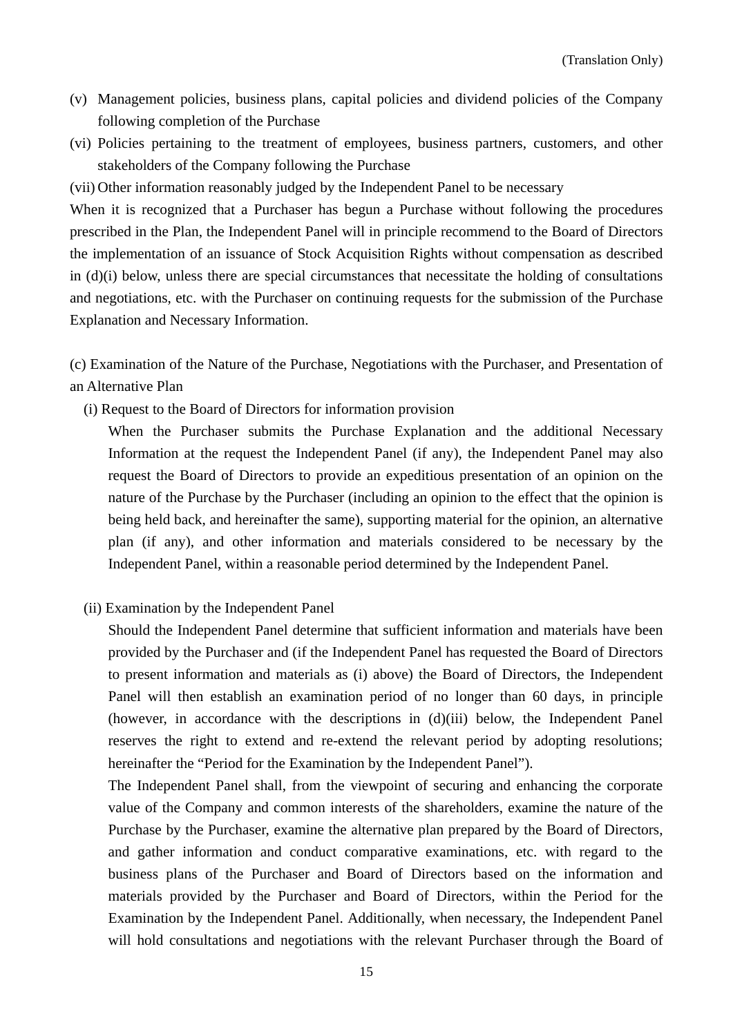(v) Management policies, business plans, capital policies and dividend policies of the Company following completion of the Purchase

(vi) Policies pertaining to the treatment of employees, business partners, customers, and other stakeholders of the Company following the Purchase

(vii) Other information reasonably judged by the Independent Panel to be necessary

When it is recognized that a Purchaser has begun a Purchase without following the procedures prescribed in the Plan, the Independent Panel will in principle recommend to the Board of Directors the implementation of an issuance of Stock Acquisition Rights without compensation as described in (d)(i) below, unless there are special circumstances that necessitate the holding of consultations and negotiations, etc. with the Purchaser on continuing requests for the submission of the Purchase Explanation and Necessary Information.

(c) Examination of the Nature of the Purchase, Negotiations with the Purchaser, and Presentation of an Alternative Plan

(i) Request to the Board of Directors for information provision

When the Purchaser submits the Purchase Explanation and the additional Necessary Information at the request the Independent Panel (if any), the Independent Panel may also request the Board of Directors to provide an expeditious presentation of an opinion on the nature of the Purchase by the Purchaser (including an opinion to the effect that the opinion is being held back, and hereinafter the same), supporting material for the opinion, an alternative plan (if any), and other information and materials considered to be necessary by the Independent Panel, within a reasonable period determined by the Independent Panel.

(ii) Examination by the Independent Panel

Should the Independent Panel determine that sufficient information and materials have been provided by the Purchaser and (if the Independent Panel has requested the Board of Directors to present information and materials as (i) above) the Board of Directors, the Independent Panel will then establish an examination period of no longer than 60 days, in principle (however, in accordance with the descriptions in (d)(iii) below, the Independent Panel reserves the right to extend and re-extend the relevant period by adopting resolutions; hereinafter the "Period for the Examination by the Independent Panel").

The Independent Panel shall, from the viewpoint of securing and enhancing the corporate value of the Company and common interests of the shareholders, examine the nature of the Purchase by the Purchaser, examine the alternative plan prepared by the Board of Directors, and gather information and conduct comparative examinations, etc. with regard to the business plans of the Purchaser and Board of Directors based on the information and materials provided by the Purchaser and Board of Directors, within the Period for the Examination by the Independent Panel. Additionally, when necessary, the Independent Panel will hold consultations and negotiations with the relevant Purchaser through the Board of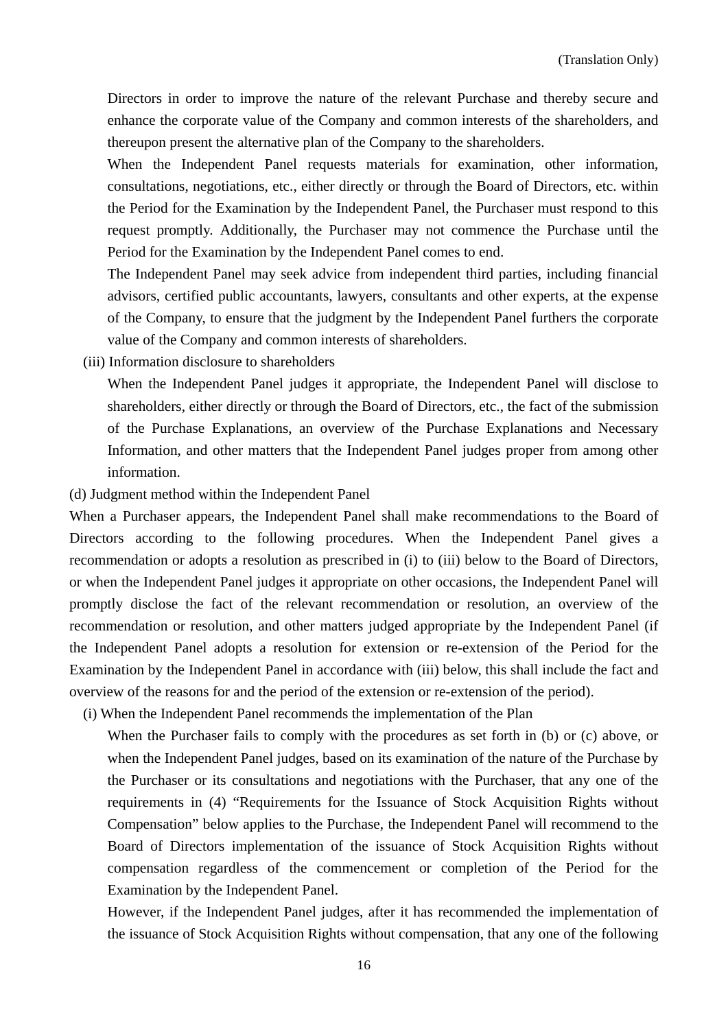Directors in order to improve the nature of the relevant Purchase and thereby secure and enhance the corporate value of the Company and common interests of the shareholders, and thereupon present the alternative plan of the Company to the shareholders.

When the Independent Panel requests materials for examination, other information, consultations, negotiations, etc., either directly or through the Board of Directors, etc. within the Period for the Examination by the Independent Panel, the Purchaser must respond to this request promptly. Additionally, the Purchaser may not commence the Purchase until the Period for the Examination by the Independent Panel comes to end.

The Independent Panel may seek advice from independent third parties, including financial advisors, certified public accountants, lawyers, consultants and other experts, at the expense of the Company, to ensure that the judgment by the Independent Panel furthers the corporate value of the Company and common interests of shareholders.

(iii) Information disclosure to shareholders

When the Independent Panel judges it appropriate, the Independent Panel will disclose to shareholders, either directly or through the Board of Directors, etc., the fact of the submission of the Purchase Explanations, an overview of the Purchase Explanations and Necessary Information, and other matters that the Independent Panel judges proper from among other information.

(d) Judgment method within the Independent Panel

When a Purchaser appears, the Independent Panel shall make recommendations to the Board of Directors according to the following procedures. When the Independent Panel gives a recommendation or adopts a resolution as prescribed in (i) to (iii) below to the Board of Directors, or when the Independent Panel judges it appropriate on other occasions, the Independent Panel will promptly disclose the fact of the relevant recommendation or resolution, an overview of the recommendation or resolution, and other matters judged appropriate by the Independent Panel (if the Independent Panel adopts a resolution for extension or re-extension of the Period for the Examination by the Independent Panel in accordance with (iii) below, this shall include the fact and overview of the reasons for and the period of the extension or re-extension of the period).

(i) When the Independent Panel recommends the implementation of the Plan

When the Purchaser fails to comply with the procedures as set forth in (b) or (c) above, or when the Independent Panel judges, based on its examination of the nature of the Purchase by the Purchaser or its consultations and negotiations with the Purchaser, that any one of the requirements in (4) "Requirements for the Issuance of Stock Acquisition Rights without Compensation" below applies to the Purchase, the Independent Panel will recommend to the Board of Directors implementation of the issuance of Stock Acquisition Rights without compensation regardless of the commencement or completion of the Period for the Examination by the Independent Panel.

However, if the Independent Panel judges, after it has recommended the implementation of the issuance of Stock Acquisition Rights without compensation, that any one of the following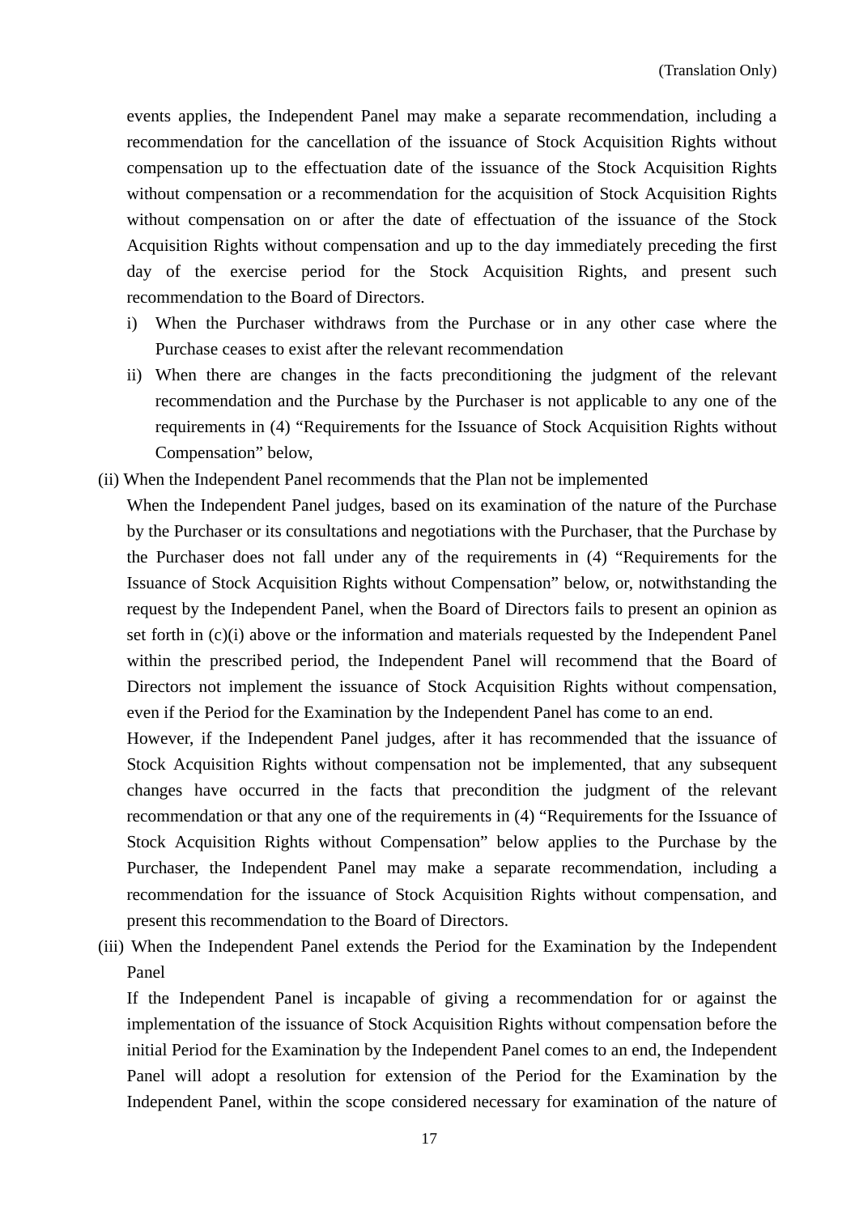events applies, the Independent Panel may make a separate recommendation, including a recommendation for the cancellation of the issuance of Stock Acquisition Rights without compensation up to the effectuation date of the issuance of the Stock Acquisition Rights without compensation or a recommendation for the acquisition of Stock Acquisition Rights without compensation on or after the date of effectuation of the issuance of the Stock Acquisition Rights without compensation and up to the day immediately preceding the first day of the exercise period for the Stock Acquisition Rights, and present such recommendation to the Board of Directors.

i) When the Purchaser withdraws from the Purchase or in any other case where the Purchase ceases to exist after the relevant recommendation

ii) When there are changes in the facts preconditioning the judgment of the relevant recommendation and the Purchase by the Purchaser is not applicable to any one of the requirements in (4) "Requirements for the Issuance of Stock Acquisition Rights without Compensation" below,

(ii) When the Independent Panel recommends that the Plan not be implemented

When the Independent Panel judges, based on its examination of the nature of the Purchase by the Purchaser or its consultations and negotiations with the Purchaser, that the Purchase by the Purchaser does not fall under any of the requirements in (4) "Requirements for the Issuance of Stock Acquisition Rights without Compensation" below, or, notwithstanding the request by the Independent Panel, when the Board of Directors fails to present an opinion as set forth in (c)(i) above or the information and materials requested by the Independent Panel within the prescribed period, the Independent Panel will recommend that the Board of Directors not implement the issuance of Stock Acquisition Rights without compensation, even if the Period for the Examination by the Independent Panel has come to an end.

However, if the Independent Panel judges, after it has recommended that the issuance of Stock Acquisition Rights without compensation not be implemented, that any subsequent changes have occurred in the facts that precondition the judgment of the relevant recommendation or that any one of the requirements in (4) "Requirements for the Issuance of Stock Acquisition Rights without Compensation" below applies to the Purchase by the Purchaser, the Independent Panel may make a separate recommendation, including a recommendation for the issuance of Stock Acquisition Rights without compensation, and present this recommendation to the Board of Directors.

(iii) When the Independent Panel extends the Period for the Examination by the Independent Panel

If the Independent Panel is incapable of giving a recommendation for or against the implementation of the issuance of Stock Acquisition Rights without compensation before the initial Period for the Examination by the Independent Panel comes to an end, the Independent Panel will adopt a resolution for extension of the Period for the Examination by the Independent Panel, within the scope considered necessary for examination of the nature of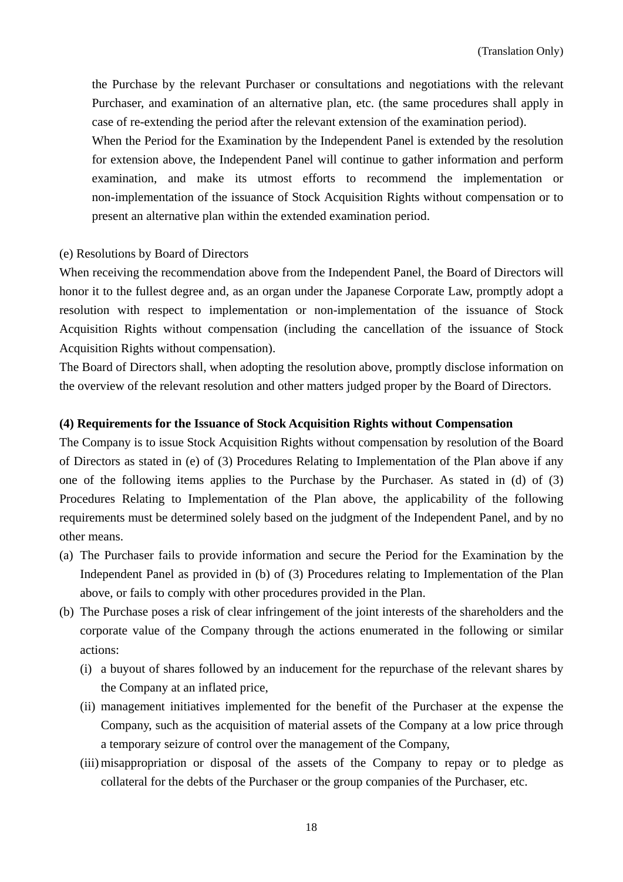the Purchase by the relevant Purchaser or consultations and negotiations with the relevant Purchaser, and examination of an alternative plan, etc. (the same procedures shall apply in case of re-extending the period after the relevant extension of the examination period).

When the Period for the Examination by the Independent Panel is extended by the resolution for extension above, the Independent Panel will continue to gather information and perform examination, and make its utmost efforts to recommend the implementation or non-implementation of the issuance of Stock Acquisition Rights without compensation or to present an alternative plan within the extended examination period.

(e) Resolutions by Board of Directors

When receiving the recommendation above from the Independent Panel, the Board of Directors will honor it to the fullest degree and, as an organ under the Japanese Corporate Law, promptly adopt a resolution with respect to implementation or non-implementation of the issuance of Stock Acquisition Rights without compensation (including the cancellation of the issuance of Stock Acquisition Rights without compensation).

The Board of Directors shall, when adopting the resolution above, promptly disclose information on the overview of the relevant resolution and other matters judged proper by the Board of Directors.

**(4) Requirements for the Issuance of Stock Acquisition Rights without Compensation**

The Company is to issue Stock Acquisition Rights without compensation by resolution of the Board of Directors as stated in (e) of (3) Procedures Relating to Implementation of the Plan above if any one of the following items applies to the Purchase by the Purchaser. As stated in (d) of (3) Procedures Relating to Implementation of the Plan above, the applicability of the following requirements must be determined solely based on the judgment of the Independent Panel, and by no other means.

(a) The Purchaser fails to provide information and secure the Period for the Examination by the Independent Panel as provided in (b) of (3) Procedures relating to Implementation of the Plan above, or fails to comply with other procedures provided in the Plan.

(b) The Purchase poses a risk of clear infringement of the joint interests of the shareholders and the corporate value of the Company through the actions enumerated in the following or similar actions:

  (i) a buyout of shares followed by an inducement for the repurchase of the relevant shares by the Company at an inflated price,

  (ii) management initiatives implemented for the benefit of the Purchaser at the expense the Company, such as the acquisition of material assets of the Company at a low price through a temporary seizure of control over the management of the Company,

  (iii) misappropriation or disposal of the assets of the Company to repay or to pledge as collateral for the debts of the Purchaser or the group companies of the Purchaser, etc.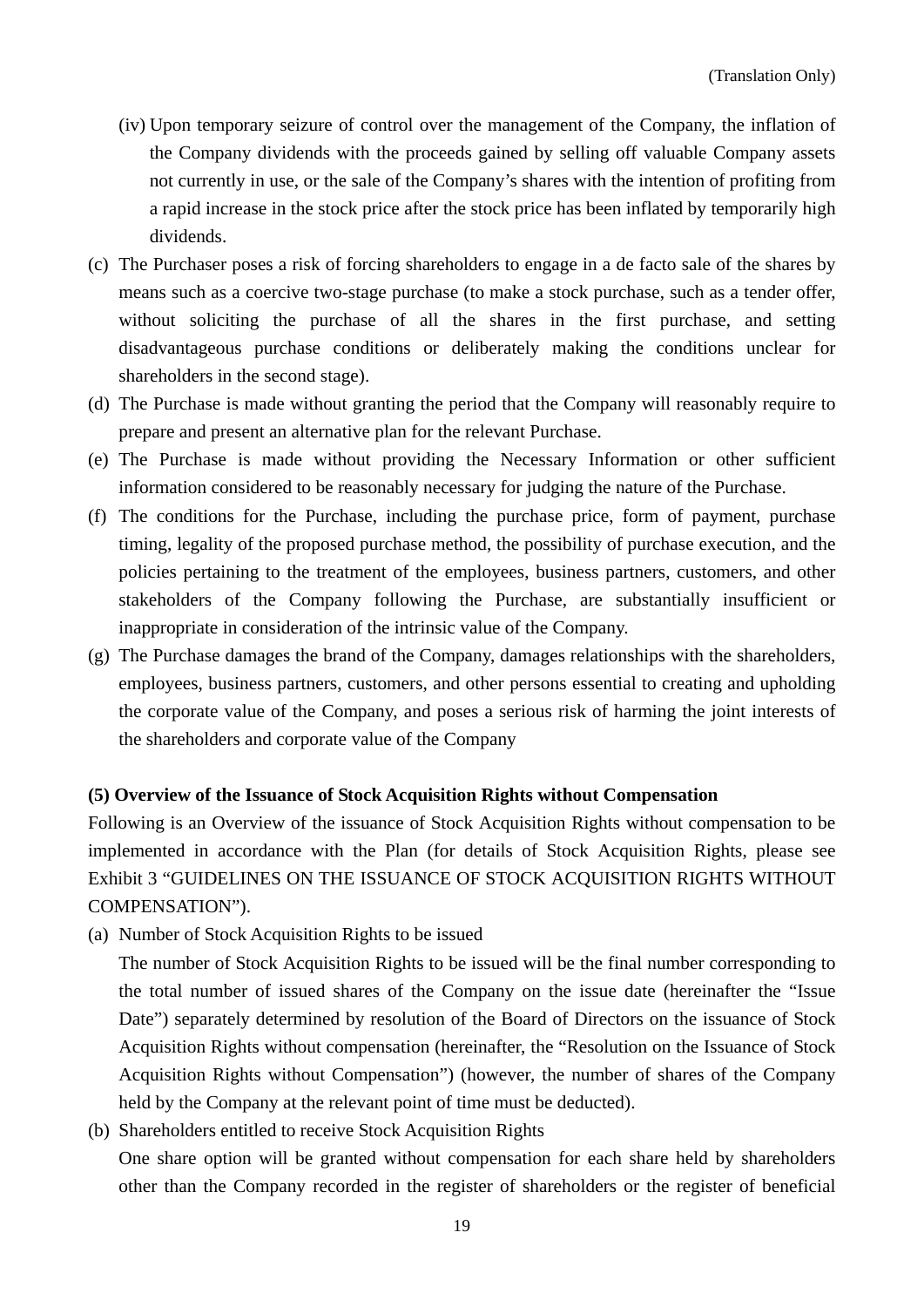(iv) Upon temporary seizure of control over the management of the Company, the inflation of the Company dividends with the proceeds gained by selling off valuable Company assets not currently in use, or the sale of the Company's shares with the intention of profiting from a rapid increase in the stock price after the stock price has been inflated by temporarily high dividends.

(c) The Purchaser poses a risk of forcing shareholders to engage in a de facto sale of the shares by means such as a coercive two-stage purchase (to make a stock purchase, such as a tender offer, without soliciting the purchase of all the shares in the first purchase, and setting disadvantageous purchase conditions or deliberately making the conditions unclear for shareholders in the second stage).

(d) The Purchase is made without granting the period that the Company will reasonably require to prepare and present an alternative plan for the relevant Purchase.

(e) The Purchase is made without providing the Necessary Information or other sufficient information considered to be reasonably necessary for judging the nature of the Purchase.

(f) The conditions for the Purchase, including the purchase price, form of payment, purchase timing, legality of the proposed purchase method, the possibility of purchase execution, and the policies pertaining to the treatment of the employees, business partners, customers, and other stakeholders of the Company following the Purchase, are substantially insufficient or inappropriate in consideration of the intrinsic value of the Company.

(g) The Purchase damages the brand of the Company, damages relationships with the shareholders, employees, business partners, customers, and other persons essential to creating and upholding the corporate value of the Company, and poses a serious risk of harming the joint interests of the shareholders and corporate value of the Company

**(5) Overview of the Issuance of Stock Acquisition Rights without Compensation**

Following is an Overview of the issuance of Stock Acquisition Rights without compensation to be implemented in accordance with the Plan (for details of Stock Acquisition Rights, please see Exhibit 3 "GUIDELINES ON THE ISSUANCE OF STOCK ACQUISITION RIGHTS WITHOUT COMPENSATION").

(a) Number of Stock Acquisition Rights to be issued

The number of Stock Acquisition Rights to be issued will be the final number corresponding to the total number of issued shares of the Company on the issue date (hereinafter the "Issue Date") separately determined by resolution of the Board of Directors on the issuance of Stock Acquisition Rights without compensation (hereinafter, the "Resolution on the Issuance of Stock Acquisition Rights without Compensation") (however, the number of shares of the Company held by the Company at the relevant point of time must be deducted).

(b) Shareholders entitled to receive Stock Acquisition Rights

One share option will be granted without compensation for each share held by shareholders other than the Company recorded in the register of shareholders or the register of beneficial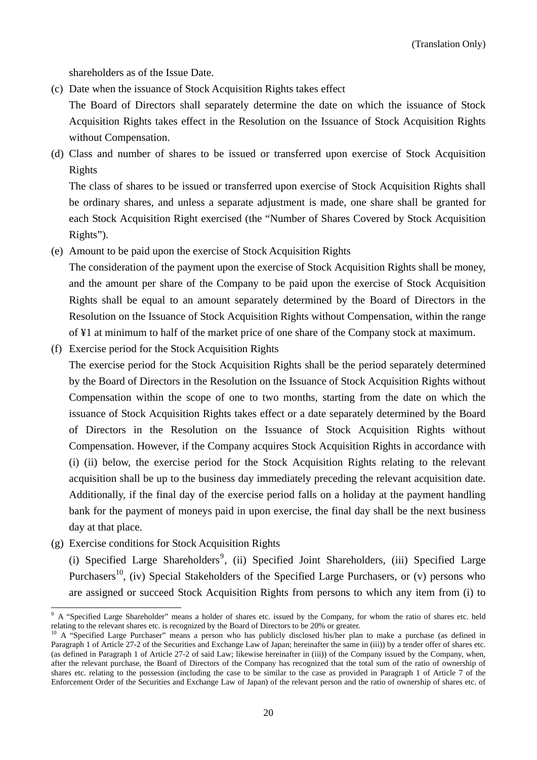shareholders as of the Issue Date.

(c) Date when the issuance of Stock Acquisition Rights takes effect

The Board of Directors shall separately determine the date on which the issuance of Stock Acquisition Rights takes effect in the Resolution on the Issuance of Stock Acquisition Rights without Compensation.

(d) Class and number of shares to be issued or transferred upon exercise of Stock Acquisition Rights

The class of shares to be issued or transferred upon exercise of Stock Acquisition Rights shall be ordinary shares, and unless a separate adjustment is made, one share shall be granted for each Stock Acquisition Right exercised (the “Number of Shares Covered by Stock Acquisition Rights”).

(e) Amount to be paid upon the exercise of Stock Acquisition Rights

The consideration of the payment upon the exercise of Stock Acquisition Rights shall be money, and the amount per share of the Company to be paid upon the exercise of Stock Acquisition Rights shall be equal to an amount separately determined by the Board of Directors in the Resolution on the Issuance of Stock Acquisition Rights without Compensation, within the range of ¥1 at minimum to half of the market price of one share of the Company stock at maximum.

(f) Exercise period for the Stock Acquisition Rights

The exercise period for the Stock Acquisition Rights shall be the period separately determined by the Board of Directors in the Resolution on the Issuance of Stock Acquisition Rights without Compensation within the scope of one to two months, starting from the date on which the issuance of Stock Acquisition Rights takes effect or a date separately determined by the Board of Directors in the Resolution on the Issuance of Stock Acquisition Rights without Compensation. However, if the Company acquires Stock Acquisition Rights in accordance with (i) (ii) below, the exercise period for the Stock Acquisition Rights relating to the relevant acquisition shall be up to the business day immediately preceding the relevant acquisition date. Additionally, if the final day of the exercise period falls on a holiday at the payment handling bank for the payment of moneys paid in upon exercise, the final day shall be the next business day at that place.

(g) Exercise conditions for Stock Acquisition Rights

(i) Specified Large Shareholders[9], (ii) Specified Joint Shareholders, (iii) Specified Large Purchasers[10], (iv) Special Stakeholders of the Specified Large Purchasers, or (v) persons who are assigned or succeed Stock Acquisition Rights from persons to which any item from (i) to

---

[9] A “Specified Large Shareholder” means a holder of shares etc. issued by the Company, for whom the ratio of shares etc. held relating to the relevant shares etc. is recognized by the Board of Directors to be 20% or greater.

[10] A “Specified Large Purchaser” means a person who has publicly disclosed his/her plan to make a purchase (as defined in Paragraph 1 of Article 27-2 of the Securities and Exchange Law of Japan; hereinafter the same in (iii)) by a tender offer of shares etc. (as defined in Paragraph 1 of Article 27-2 of said Law; likewise hereinafter in (iii)) of the Company issued by the Company, when, after the relevant purchase, the Board of Directors of the Company has recognized that the total sum of the ratio of ownership of shares etc. relating to the possession (including the case to be similar to the case as provided in Paragraph 1 of Article 7 of the Enforcement Order of the Securities and Exchange Law of Japan) of the relevant person and the ratio of ownership of shares etc. of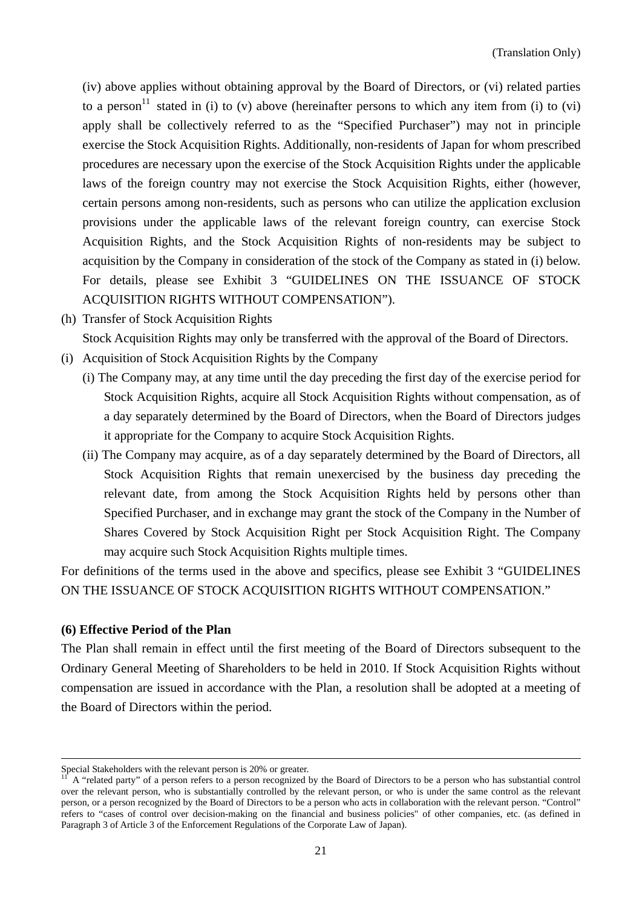(iv) above applies without obtaining approval by the Board of Directors, or (vi) related parties to a person[11] stated in (i) to (v) above (hereinafter persons to which any item from (i) to (vi) apply shall be collectively referred to as the "Specified Purchaser") may not in principle exercise the Stock Acquisition Rights. Additionally, non-residents of Japan for whom prescribed procedures are necessary upon the exercise of the Stock Acquisition Rights under the applicable laws of the foreign country may not exercise the Stock Acquisition Rights, either (however, certain persons among non-residents, such as persons who can utilize the application exclusion provisions under the applicable laws of the relevant foreign country, can exercise Stock Acquisition Rights, and the Stock Acquisition Rights of non-residents may be subject to acquisition by the Company in consideration of the stock of the Company as stated in (i) below. For details, please see Exhibit 3 "GUIDELINES ON THE ISSUANCE OF STOCK ACQUISITION RIGHTS WITHOUT COMPENSATION").

(h) Transfer of Stock Acquisition Rights

Stock Acquisition Rights may only be transferred with the approval of the Board of Directors.

(i) Acquisition of Stock Acquisition Rights by the Company

(i) The Company may, at any time until the day preceding the first day of the exercise period for Stock Acquisition Rights, acquire all Stock Acquisition Rights without compensation, as of a day separately determined by the Board of Directors, when the Board of Directors judges it appropriate for the Company to acquire Stock Acquisition Rights.

(ii) The Company may acquire, as of a day separately determined by the Board of Directors, all Stock Acquisition Rights that remain unexercised by the business day preceding the relevant date, from among the Stock Acquisition Rights held by persons other than Specified Purchaser, and in exchange may grant the stock of the Company in the Number of Shares Covered by Stock Acquisition Right per Stock Acquisition Right. The Company may acquire such Stock Acquisition Rights multiple times.

For definitions of the terms used in the above and specifics, please see Exhibit 3 "GUIDELINES ON THE ISSUANCE OF STOCK ACQUISITION RIGHTS WITHOUT COMPENSATION."

**(6) Effective Period of the Plan**

The Plan shall remain in effect until the first meeting of the Board of Directors subsequent to the Ordinary General Meeting of Shareholders to be held in 2010. If Stock Acquisition Rights without compensation are issued in accordance with the Plan, a resolution shall be adopted at a meeting of the Board of Directors within the period.

---

Special Stakeholders with the relevant person is 20% or greater.

[11] A "related party" of a person refers to a person recognized by the Board of Directors to be a person who has substantial control over the relevant person, who is substantially controlled by the relevant person, or who is under the same control as the relevant person, or a person recognized by the Board of Directors to be a person who acts in collaboration with the relevant person. "Control" refers to "cases of control over decision-making on the financial and business policies" of other companies, etc. (as defined in Paragraph 3 of Article 3 of the Enforcement Regulations of the Corporate Law of Japan).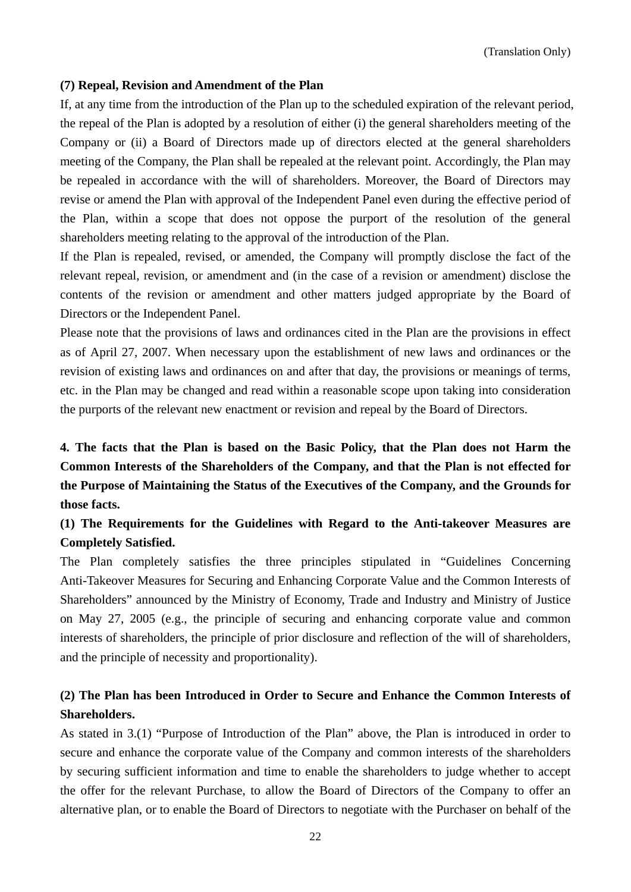(Translation Only)

### (7) Repeal, Revision and Amendment of the Plan

If, at any time from the introduction of the Plan up to the scheduled expiration of the relevant period, the repeal of the Plan is adopted by a resolution of either (i) the general shareholders meeting of the Company or (ii) a Board of Directors made up of directors elected at the general shareholders meeting of the Company, the Plan shall be repealed at the relevant point. Accordingly, the Plan may be repealed in accordance with the will of shareholders. Moreover, the Board of Directors may revise or amend the Plan with approval of the Independent Panel even during the effective period of the Plan, within a scope that does not oppose the purport of the resolution of the general shareholders meeting relating to the approval of the introduction of the Plan.

If the Plan is repealed, revised, or amended, the Company will promptly disclose the fact of the relevant repeal, revision, or amendment and (in the case of a revision or amendment) disclose the contents of the revision or amendment and other matters judged appropriate by the Board of Directors or the Independent Panel.

Please note that the provisions of laws and ordinances cited in the Plan are the provisions in effect as of April 27, 2007. When necessary upon the establishment of new laws and ordinances or the revision of existing laws and ordinances on and after that day, the provisions or meanings of terms, etc. in the Plan may be changed and read within a reasonable scope upon taking into consideration the purports of the relevant new enactment or revision and repeal by the Board of Directors.

## 4. The facts that the Plan is based on the Basic Policy, that the Plan does not Harm the Common Interests of the Shareholders of the Company, and that the Plan is not effected for the Purpose of Maintaining the Status of the Executives of the Company, and the Grounds for those facts.

### (1) The Requirements for the Guidelines with Regard to the Anti-takeover Measures are Completely Satisfied.

The Plan completely satisfies the three principles stipulated in “Guidelines Concerning Anti-Takeover Measures for Securing and Enhancing Corporate Value and the Common Interests of Shareholders” announced by the Ministry of Economy, Trade and Industry and Ministry of Justice on May 27, 2005 (e.g., the principle of securing and enhancing corporate value and common interests of shareholders, the principle of prior disclosure and reflection of the will of shareholders, and the principle of necessity and proportionality).

### (2) The Plan has been Introduced in Order to Secure and Enhance the Common Interests of Shareholders.

As stated in 3.(1) “Purpose of Introduction of the Plan” above, the Plan is introduced in order to secure and enhance the corporate value of the Company and common interests of the shareholders by securing sufficient information and time to enable the shareholders to judge whether to accept the offer for the relevant Purchase, to allow the Board of Directors of the Company to offer an alternative plan, or to enable the Board of Directors to negotiate with the Purchaser on behalf of the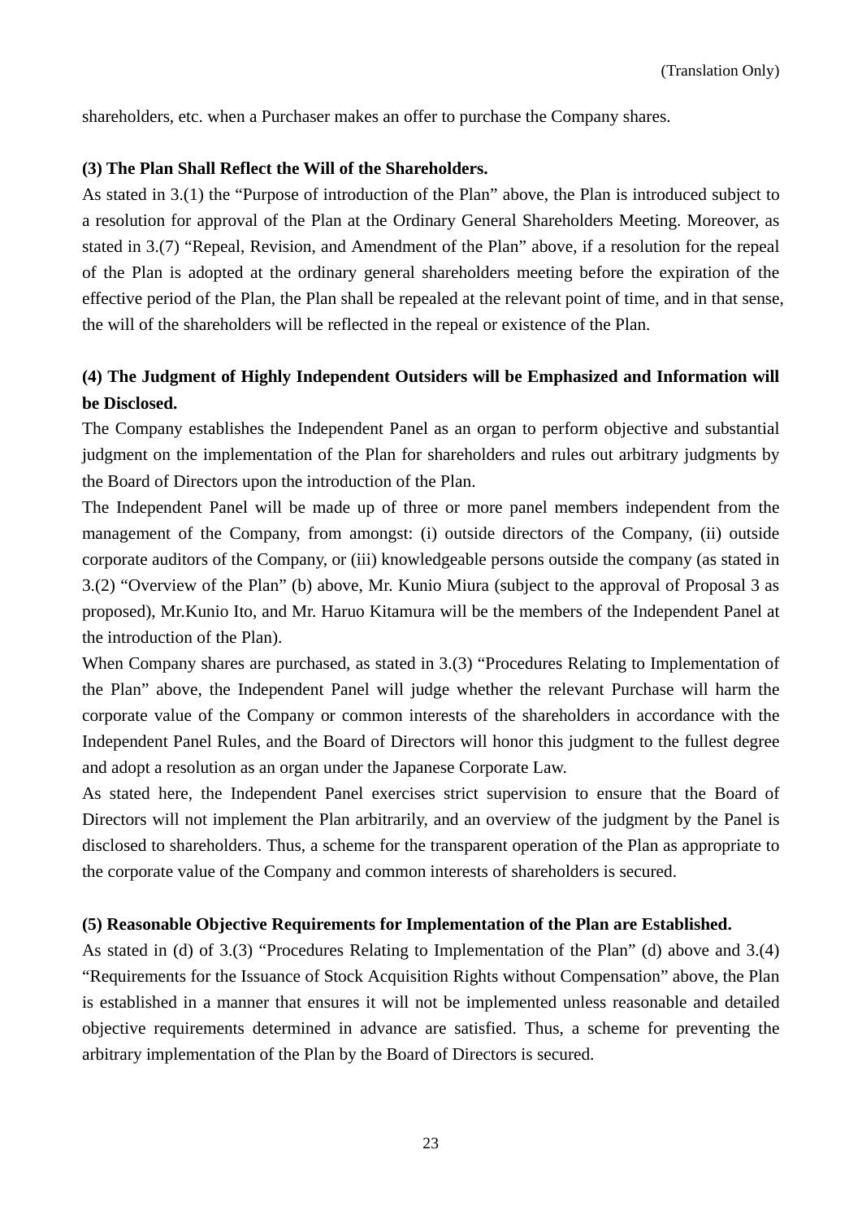shareholders, etc. when a Purchaser makes an offer to purchase the Company shares.

**(3) The Plan Shall Reflect the Will of the Shareholders.**

As stated in 3.(1) the "Purpose of introduction of the Plan" above, the Plan is introduced subject to a resolution for approval of the Plan at the Ordinary General Shareholders Meeting. Moreover, as stated in 3.(7) "Repeal, Revision, and Amendment of the Plan" above, if a resolution for the repeal of the Plan is adopted at the ordinary general shareholders meeting before the expiration of the effective period of the Plan, the Plan shall be repealed at the relevant point of time, and in that sense, the will of the shareholders will be reflected in the repeal or existence of the Plan.

**(4) The Judgment of Highly Independent Outsiders will be Emphasized and Information will be Disclosed.**

The Company establishes the Independent Panel as an organ to perform objective and substantial judgment on the implementation of the Plan for shareholders and rules out arbitrary judgments by the Board of Directors upon the introduction of the Plan.

The Independent Panel will be made up of three or more panel members independent from the management of the Company, from amongst: (i) outside directors of the Company, (ii) outside corporate auditors of the Company, or (iii) knowledgeable persons outside the company (as stated in 3.(2) "Overview of the Plan" (b) above, Mr. Kunio Miura (subject to the approval of Proposal 3 as proposed), Mr.Kunio Ito, and Mr. Haruo Kitamura will be the members of the Independent Panel at the introduction of the Plan).

When Company shares are purchased, as stated in 3.(3) "Procedures Relating to Implementation of the Plan" above, the Independent Panel will judge whether the relevant Purchase will harm the corporate value of the Company or common interests of the shareholders in accordance with the Independent Panel Rules, and the Board of Directors will honor this judgment to the fullest degree and adopt a resolution as an organ under the Japanese Corporate Law.

As stated here, the Independent Panel exercises strict supervision to ensure that the Board of Directors will not implement the Plan arbitrarily, and an overview of the judgment by the Panel is disclosed to shareholders. Thus, a scheme for the transparent operation of the Plan as appropriate to the corporate value of the Company and common interests of shareholders is secured.

**(5) Reasonable Objective Requirements for Implementation of the Plan are Established.**

As stated in (d) of 3.(3) "Procedures Relating to Implementation of the Plan" (d) above and 3.(4) "Requirements for the Issuance of Stock Acquisition Rights without Compensation" above, the Plan is established in a manner that ensures it will not be implemented unless reasonable and detailed objective requirements determined in advance are satisfied. Thus, a scheme for preventing the arbitrary implementation of the Plan by the Board of Directors is secured.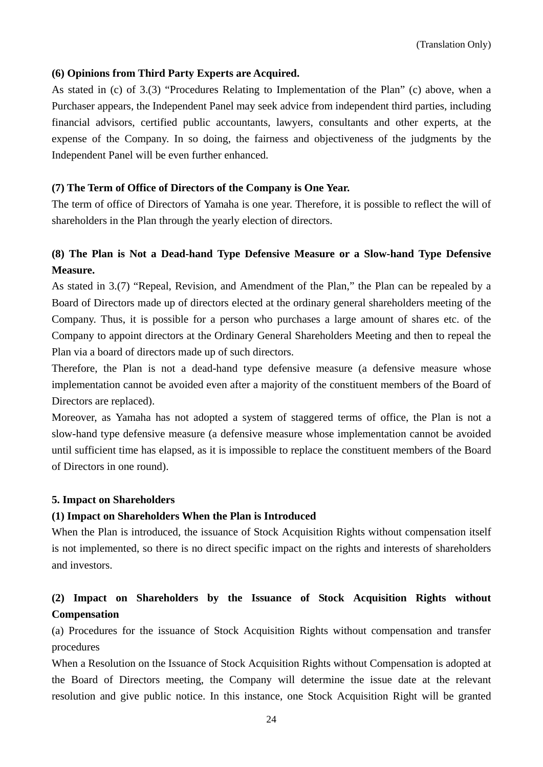**(6) Opinions from Third Party Experts are Acquired.**

As stated in (c) of 3.(3) "Procedures Relating to Implementation of the Plan" (c) above, when a Purchaser appears, the Independent Panel may seek advice from independent third parties, including financial advisors, certified public accountants, lawyers, consultants and other experts, at the expense of the Company. In so doing, the fairness and objectiveness of the judgments by the Independent Panel will be even further enhanced.

**(7) The Term of Office of Directors of the Company is One Year.**

The term of office of Directors of Yamaha is one year. Therefore, it is possible to reflect the will of shareholders in the Plan through the yearly election of directors.

**(8) The Plan is Not a Dead-hand Type Defensive Measure or a Slow-hand Type Defensive Measure.**

As stated in 3.(7) "Repeal, Revision, and Amendment of the Plan," the Plan can be repealed by a Board of Directors made up of directors elected at the ordinary general shareholders meeting of the Company. Thus, it is possible for a person who purchases a large amount of shares etc. of the Company to appoint directors at the Ordinary General Shareholders Meeting and then to repeal the Plan via a board of directors made up of such directors.

Therefore, the Plan is not a dead-hand type defensive measure (a defensive measure whose implementation cannot be avoided even after a majority of the constituent members of the Board of Directors are replaced).

Moreover, as Yamaha has not adopted a system of staggered terms of office, the Plan is not a slow-hand type defensive measure (a defensive measure whose implementation cannot be avoided until sufficient time has elapsed, as it is impossible to replace the constituent members of the Board of Directors in one round).

**5. Impact on Shareholders**

**(1) Impact on Shareholders When the Plan is Introduced**

When the Plan is introduced, the issuance of Stock Acquisition Rights without compensation itself is not implemented, so there is no direct specific impact on the rights and interests of shareholders and investors.

**(2) Impact on Shareholders by the Issuance of Stock Acquisition Rights without Compensation**

(a) Procedures for the issuance of Stock Acquisition Rights without compensation and transfer procedures

When a Resolution on the Issuance of Stock Acquisition Rights without Compensation is adopted at the Board of Directors meeting, the Company will determine the issue date at the relevant resolution and give public notice. In this instance, one Stock Acquisition Right will be granted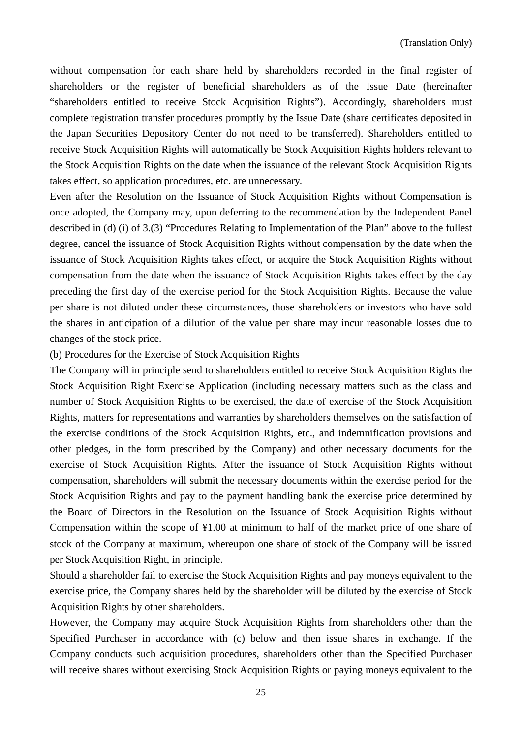without compensation for each share held by shareholders recorded in the final register of shareholders or the register of beneficial shareholders as of the Issue Date (hereinafter "shareholders entitled to receive Stock Acquisition Rights"). Accordingly, shareholders must complete registration transfer procedures promptly by the Issue Date (share certificates deposited in the Japan Securities Depository Center do not need to be transferred). Shareholders entitled to receive Stock Acquisition Rights will automatically be Stock Acquisition Rights holders relevant to the Stock Acquisition Rights on the date when the issuance of the relevant Stock Acquisition Rights takes effect, so application procedures, etc. are unnecessary.

Even after the Resolution on the Issuance of Stock Acquisition Rights without Compensation is once adopted, the Company may, upon deferring to the recommendation by the Independent Panel described in (d) (i) of 3.(3) "Procedures Relating to Implementation of the Plan" above to the fullest degree, cancel the issuance of Stock Acquisition Rights without compensation by the date when the issuance of Stock Acquisition Rights takes effect, or acquire the Stock Acquisition Rights without compensation from the date when the issuance of Stock Acquisition Rights takes effect by the day preceding the first day of the exercise period for the Stock Acquisition Rights. Because the value per share is not diluted under these circumstances, those shareholders or investors who have sold the shares in anticipation of a dilution of the value per share may incur reasonable losses due to changes of the stock price.

(b) Procedures for the Exercise of Stock Acquisition Rights

The Company will in principle send to shareholders entitled to receive Stock Acquisition Rights the Stock Acquisition Right Exercise Application (including necessary matters such as the class and number of Stock Acquisition Rights to be exercised, the date of exercise of the Stock Acquisition Rights, matters for representations and warranties by shareholders themselves on the satisfaction of the exercise conditions of the Stock Acquisition Rights, etc., and indemnification provisions and other pledges, in the form prescribed by the Company) and other necessary documents for the exercise of Stock Acquisition Rights. After the issuance of Stock Acquisition Rights without compensation, shareholders will submit the necessary documents within the exercise period for the Stock Acquisition Rights and pay to the payment handling bank the exercise price determined by the Board of Directors in the Resolution on the Issuance of Stock Acquisition Rights without Compensation within the scope of ¥1.00 at minimum to half of the market price of one share of stock of the Company at maximum, whereupon one share of stock of the Company will be issued per Stock Acquisition Right, in principle.

Should a shareholder fail to exercise the Stock Acquisition Rights and pay moneys equivalent to the exercise price, the Company shares held by the shareholder will be diluted by the exercise of Stock Acquisition Rights by other shareholders.

However, the Company may acquire Stock Acquisition Rights from shareholders other than the Specified Purchaser in accordance with (c) below and then issue shares in exchange. If the Company conducts such acquisition procedures, shareholders other than the Specified Purchaser will receive shares without exercising Stock Acquisition Rights or paying moneys equivalent to the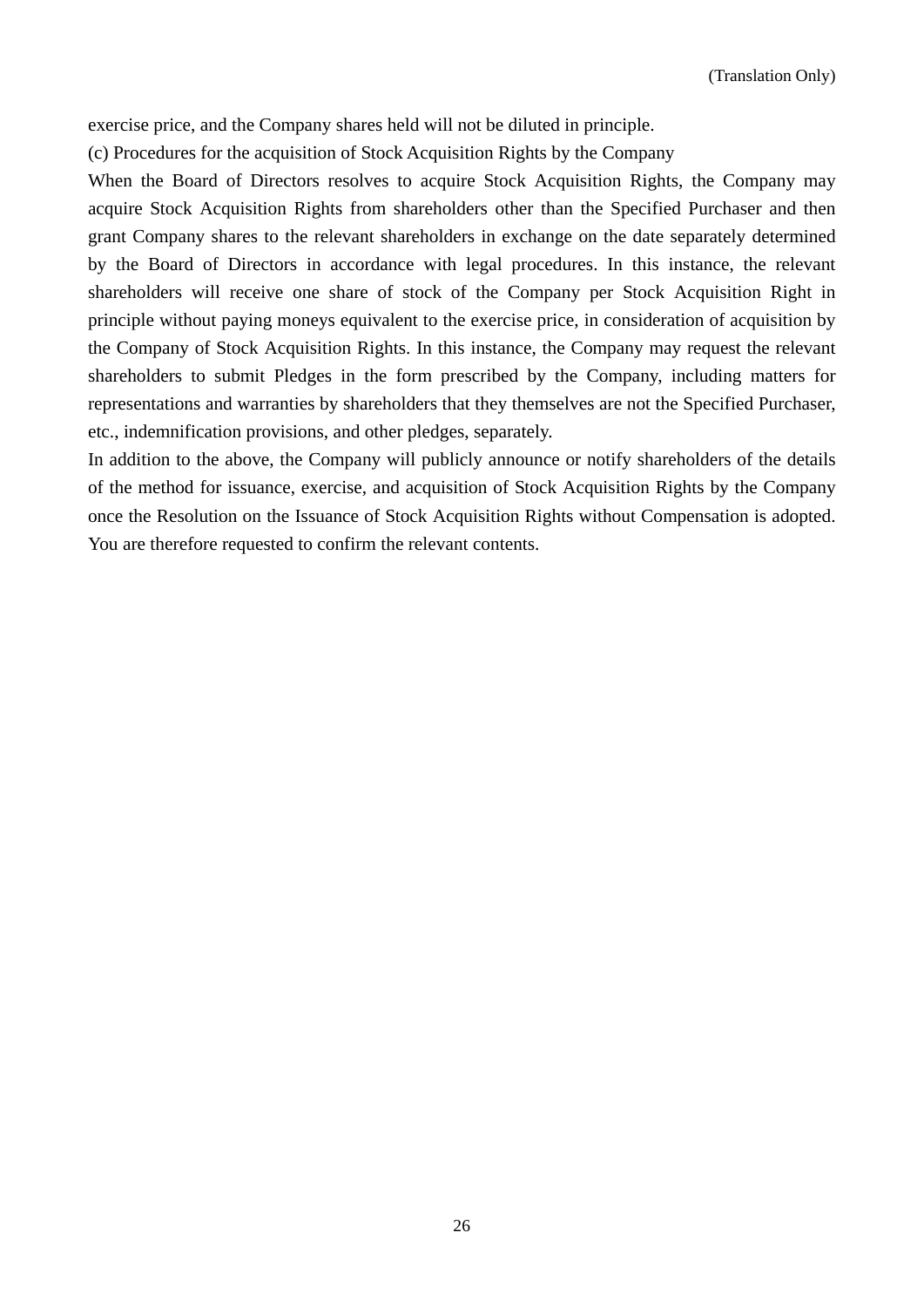exercise price, and the Company shares held will not be diluted in principle.

(c) Procedures for the acquisition of Stock Acquisition Rights by the Company

When the Board of Directors resolves to acquire Stock Acquisition Rights, the Company may acquire Stock Acquisition Rights from shareholders other than the Specified Purchaser and then grant Company shares to the relevant shareholders in exchange on the date separately determined by the Board of Directors in accordance with legal procedures. In this instance, the relevant shareholders will receive one share of stock of the Company per Stock Acquisition Right in principle without paying moneys equivalent to the exercise price, in consideration of acquisition by the Company of Stock Acquisition Rights. In this instance, the Company may request the relevant shareholders to submit Pledges in the form prescribed by the Company, including matters for representations and warranties by shareholders that they themselves are not the Specified Purchaser, etc., indemnification provisions, and other pledges, separately.

In addition to the above, the Company will publicly announce or notify shareholders of the details of the method for issuance, exercise, and acquisition of Stock Acquisition Rights by the Company once the Resolution on the Issuance of Stock Acquisition Rights without Compensation is adopted. You are therefore requested to confirm the relevant contents.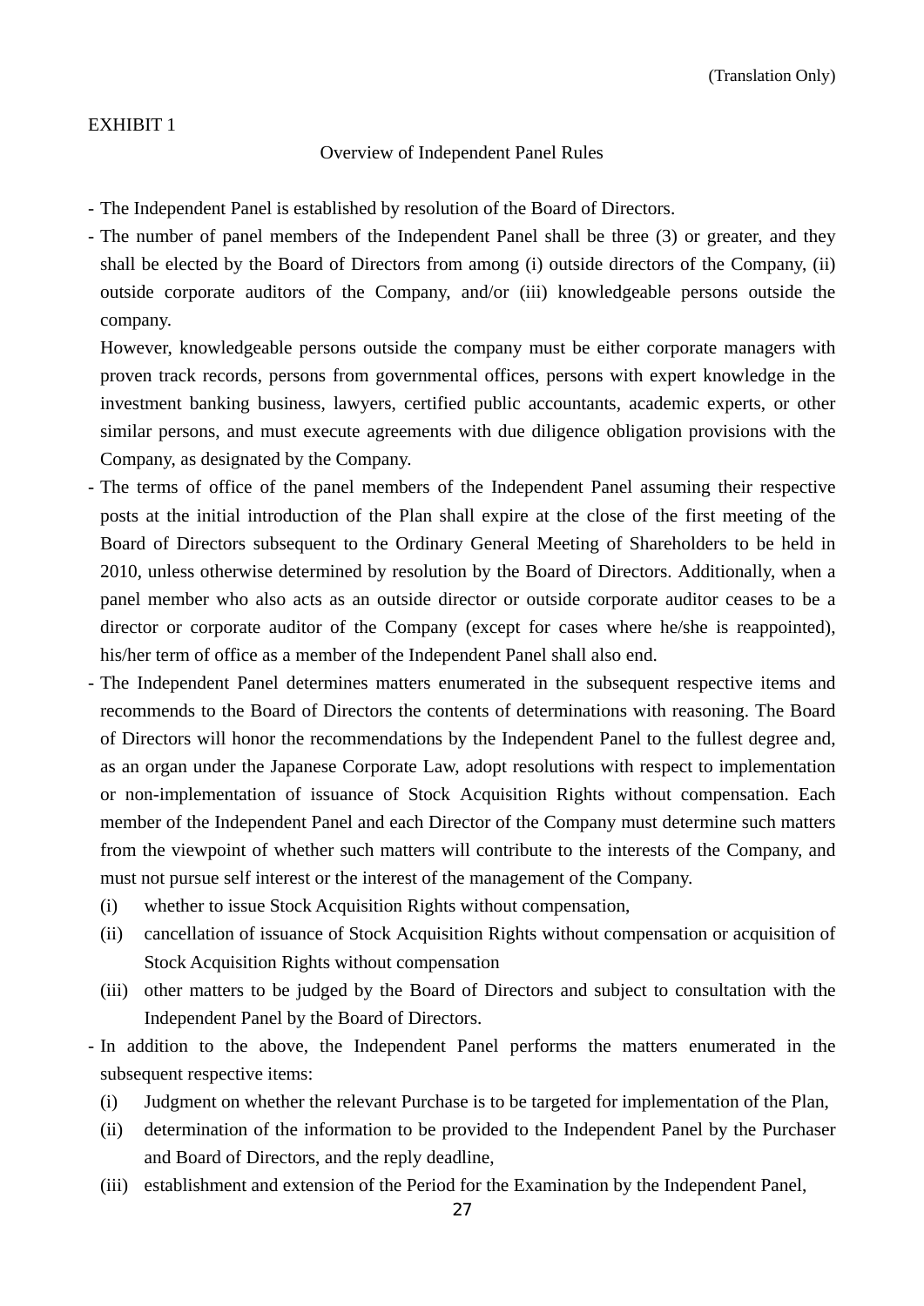(Translation Only)

EXHIBIT 1

## Overview of Independent Panel Rules

- The Independent Panel is established by resolution of the Board of Directors.
- The number of panel members of the Independent Panel shall be three (3) or greater, and they shall be elected by the Board of Directors from among (i) outside directors of the Company, (ii) outside corporate auditors of the Company, and/or (iii) knowledgeable persons outside the company.

  However, knowledgeable persons outside the company must be either corporate managers with proven track records, persons from governmental offices, persons with expert knowledge in the investment banking business, lawyers, certified public accountants, academic experts, or other similar persons, and must execute agreements with due diligence obligation provisions with the Company, as designated by the Company.
- The terms of office of the panel members of the Independent Panel assuming their respective posts at the initial introduction of the Plan shall expire at the close of the first meeting of the Board of Directors subsequent to the Ordinary General Meeting of Shareholders to be held in 2010, unless otherwise determined by resolution by the Board of Directors. Additionally, when a panel member who also acts as an outside director or outside corporate auditor ceases to be a director or corporate auditor of the Company (except for cases where he/she is reappointed), his/her term of office as a member of the Independent Panel shall also end.
- The Independent Panel determines matters enumerated in the subsequent respective items and recommends to the Board of Directors the contents of determinations with reasoning. The Board of Directors will honor the recommendations by the Independent Panel to the fullest degree and, as an organ under the Japanese Corporate Law, adopt resolutions with respect to implementation or non-implementation of issuance of Stock Acquisition Rights without compensation. Each member of the Independent Panel and each Director of the Company must determine such matters from the viewpoint of whether such matters will contribute to the interests of the Company, and must not pursue self interest or the interest of the management of the Company.
  - (i) whether to issue Stock Acquisition Rights without compensation,
  - (ii) cancellation of issuance of Stock Acquisition Rights without compensation or acquisition of Stock Acquisition Rights without compensation
  - (iii) other matters to be judged by the Board of Directors and subject to consultation with the Independent Panel by the Board of Directors.
- In addition to the above, the Independent Panel performs the matters enumerated in the subsequent respective items:
  - (i) Judgment on whether the relevant Purchase is to be targeted for implementation of the Plan,
  - (ii) determination of the information to be provided to the Independent Panel by the Purchaser and Board of Directors, and the reply deadline,
  - (iii) establishment and extension of the Period for the Examination by the Independent Panel,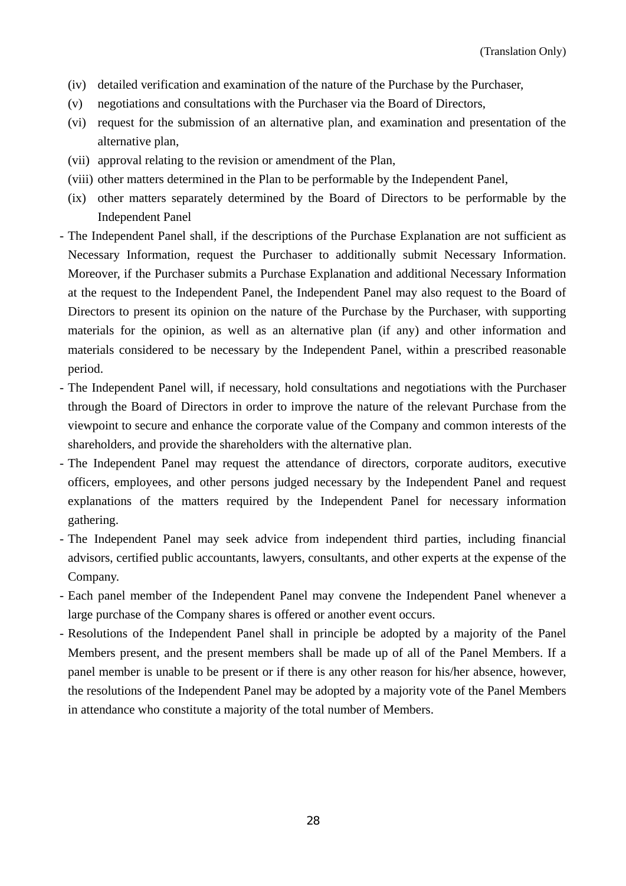(iv) detailed verification and examination of the nature of the Purchase by the Purchaser,

(v) negotiations and consultations with the Purchaser via the Board of Directors,

(vi) request for the submission of an alternative plan, and examination and presentation of the alternative plan,

(vii) approval relating to the revision or amendment of the Plan,

(viii) other matters determined in the Plan to be performable by the Independent Panel,

(ix) other matters separately determined by the Board of Directors to be performable by the Independent Panel

- The Independent Panel shall, if the descriptions of the Purchase Explanation are not sufficient as Necessary Information, request the Purchaser to additionally submit Necessary Information. Moreover, if the Purchaser submits a Purchase Explanation and additional Necessary Information at the request to the Independent Panel, the Independent Panel may also request to the Board of Directors to present its opinion on the nature of the Purchase by the Purchaser, with supporting materials for the opinion, as well as an alternative plan (if any) and other information and materials considered to be necessary by the Independent Panel, within a prescribed reasonable period.
- The Independent Panel will, if necessary, hold consultations and negotiations with the Purchaser through the Board of Directors in order to improve the nature of the relevant Purchase from the viewpoint to secure and enhance the corporate value of the Company and common interests of the shareholders, and provide the shareholders with the alternative plan.
- The Independent Panel may request the attendance of directors, corporate auditors, executive officers, employees, and other persons judged necessary by the Independent Panel and request explanations of the matters required by the Independent Panel for necessary information gathering.
- The Independent Panel may seek advice from independent third parties, including financial advisors, certified public accountants, lawyers, consultants, and other experts at the expense of the Company.
- Each panel member of the Independent Panel may convene the Independent Panel whenever a large purchase of the Company shares is offered or another event occurs.
- Resolutions of the Independent Panel shall in principle be adopted by a majority of the Panel Members present, and the present members shall be made up of all of the Panel Members. If a panel member is unable to be present or if there is any other reason for his/her absence, however, the resolutions of the Independent Panel may be adopted by a majority vote of the Panel Members in attendance who constitute a majority of the total number of Members.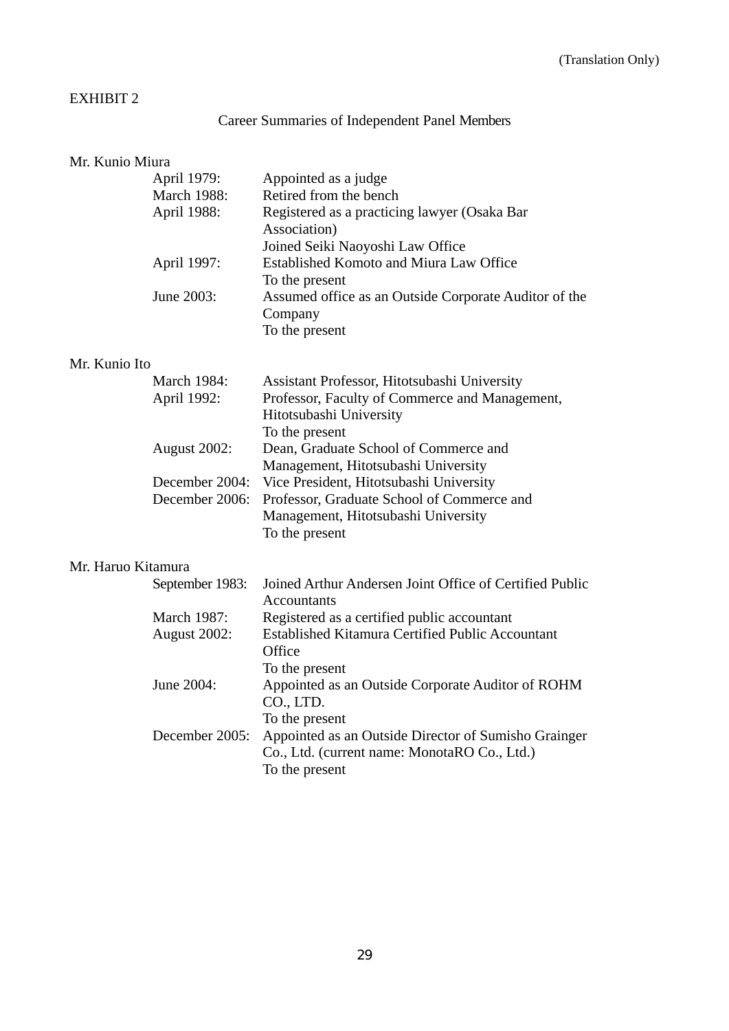(Translation Only)

EXHIBIT 2

## Career Summaries of Independent Panel Members

### Mr. Kunio Miura

| | |
|---|---|
| April 1979: | Appointed as a judge |
| March 1988: | Retired from the bench |
| April 1988: | Registered as a practicing lawyer (Osaka Bar Association) <br> Joined Seiki Naoyoshi Law Office |
| April 1997: | Established Komoto and Miura Law Office <br> To the present |
| June 2003: | Assumed office as an Outside Corporate Auditor of the Company <br> To the present |

### Mr. Kunio Ito

| | |
|---|---|
| March 1984: | Assistant Professor, Hitotsubashi University |
| April 1992: | Professor, Faculty of Commerce and Management, Hitotsubashi University <br> To the present |
| August 2002: | Dean, Graduate School of Commerce and Management, Hitotsubashi University |
| December 2004: | Vice President, Hitotsubashi University |
| December 2006: | Professor, Graduate School of Commerce and Management, Hitotsubashi University <br> To the present |

### Mr. Haruo Kitamura

| | |
|---|---|
| September 1983: | Joined Arthur Andersen Joint Office of Certified Public Accountants |
| March 1987: | Registered as a certified public accountant |
| August 2002: | Established Kitamura Certified Public Accountant Office <br> To the present |
| June 2004: | Appointed as an Outside Corporate Auditor of ROHM CO., LTD. <br> To the present |
| December 2005: | Appointed as an Outside Director of Sumisho Grainger Co., Ltd. (current name: MonotaRO Co., Ltd.) <br> To the present |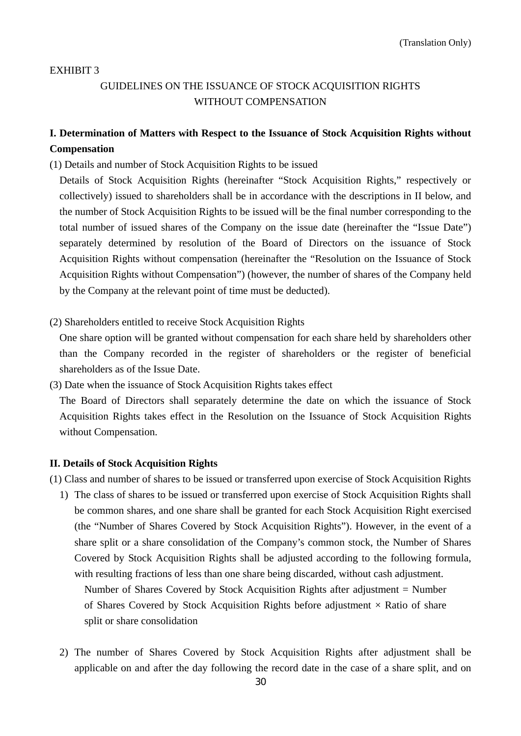(Translation Only)

EXHIBIT 3

GUIDELINES ON THE ISSUANCE OF STOCK ACQUISITION RIGHTS WITHOUT COMPENSATION

## I. Determination of Matters with Respect to the Issuance of Stock Acquisition Rights without Compensation

(1) Details and number of Stock Acquisition Rights to be issued

Details of Stock Acquisition Rights (hereinafter "Stock Acquisition Rights," respectively or collectively) issued to shareholders shall be in accordance with the descriptions in II below, and the number of Stock Acquisition Rights to be issued will be the final number corresponding to the total number of issued shares of the Company on the issue date (hereinafter the "Issue Date") separately determined by resolution of the Board of Directors on the issuance of Stock Acquisition Rights without compensation (hereinafter the "Resolution on the Issuance of Stock Acquisition Rights without Compensation") (however, the number of shares of the Company held by the Company at the relevant point of time must be deducted).

(2) Shareholders entitled to receive Stock Acquisition Rights

One share option will be granted without compensation for each share held by shareholders other than the Company recorded in the register of shareholders or the register of beneficial shareholders as of the Issue Date.

(3) Date when the issuance of Stock Acquisition Rights takes effect

The Board of Directors shall separately determine the date on which the issuance of Stock Acquisition Rights takes effect in the Resolution on the Issuance of Stock Acquisition Rights without Compensation.

## II. Details of Stock Acquisition Rights

(1) Class and number of shares to be issued or transferred upon exercise of Stock Acquisition Rights

1) The class of shares to be issued or transferred upon exercise of Stock Acquisition Rights shall be common shares, and one share shall be granted for each Stock Acquisition Right exercised (the "Number of Shares Covered by Stock Acquisition Rights"). However, in the event of a share split or a share consolidation of the Company's common stock, the Number of Shares Covered by Stock Acquisition Rights shall be adjusted according to the following formula, with resulting fractions of less than one share being discarded, without cash adjustment.

   Number of Shares Covered by Stock Acquisition Rights after adjustment = Number of Shares Covered by Stock Acquisition Rights before adjustment × Ratio of share split or share consolidation

2) The number of Shares Covered by Stock Acquisition Rights after adjustment shall be applicable on and after the day following the record date in the case of a share split, and on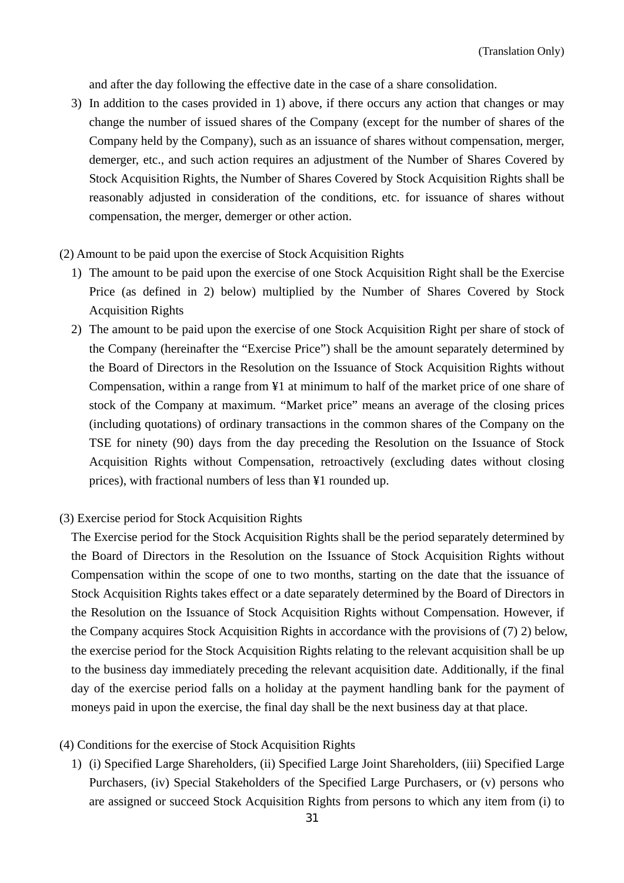and after the day following the effective date in the case of a share consolidation.

3) In addition to the cases provided in 1) above, if there occurs any action that changes or may change the number of issued shares of the Company (except for the number of shares of the Company held by the Company), such as an issuance of shares without compensation, merger, demerger, etc., and such action requires an adjustment of the Number of Shares Covered by Stock Acquisition Rights, the Number of Shares Covered by Stock Acquisition Rights shall be reasonably adjusted in consideration of the conditions, etc. for issuance of shares without compensation, the merger, demerger or other action.

(2) Amount to be paid upon the exercise of Stock Acquisition Rights

1) The amount to be paid upon the exercise of one Stock Acquisition Right shall be the Exercise Price (as defined in 2) below) multiplied by the Number of Shares Covered by Stock Acquisition Rights

2) The amount to be paid upon the exercise of one Stock Acquisition Right per share of stock of the Company (hereinafter the “Exercise Price”) shall be the amount separately determined by the Board of Directors in the Resolution on the Issuance of Stock Acquisition Rights without Compensation, within a range from ¥1 at minimum to half of the market price of one share of stock of the Company at maximum. “Market price” means an average of the closing prices (including quotations) of ordinary transactions in the common shares of the Company on the TSE for ninety (90) days from the day preceding the Resolution on the Issuance of Stock Acquisition Rights without Compensation, retroactively (excluding dates without closing prices), with fractional numbers of less than ¥1 rounded up.

(3) Exercise period for Stock Acquisition Rights

The Exercise period for the Stock Acquisition Rights shall be the period separately determined by the Board of Directors in the Resolution on the Issuance of Stock Acquisition Rights without Compensation within the scope of one to two months, starting on the date that the issuance of Stock Acquisition Rights takes effect or a date separately determined by the Board of Directors in the Resolution on the Issuance of Stock Acquisition Rights without Compensation. However, if the Company acquires Stock Acquisition Rights in accordance with the provisions of (7) 2) below, the exercise period for the Stock Acquisition Rights relating to the relevant acquisition shall be up to the business day immediately preceding the relevant acquisition date. Additionally, if the final day of the exercise period falls on a holiday at the payment handling bank for the payment of moneys paid in upon the exercise, the final day shall be the next business day at that place.

(4) Conditions for the exercise of Stock Acquisition Rights

1) (i) Specified Large Shareholders, (ii) Specified Large Joint Shareholders, (iii) Specified Large Purchasers, (iv) Special Stakeholders of the Specified Large Purchasers, or (v) persons who are assigned or succeed Stock Acquisition Rights from persons to which any item from (i) to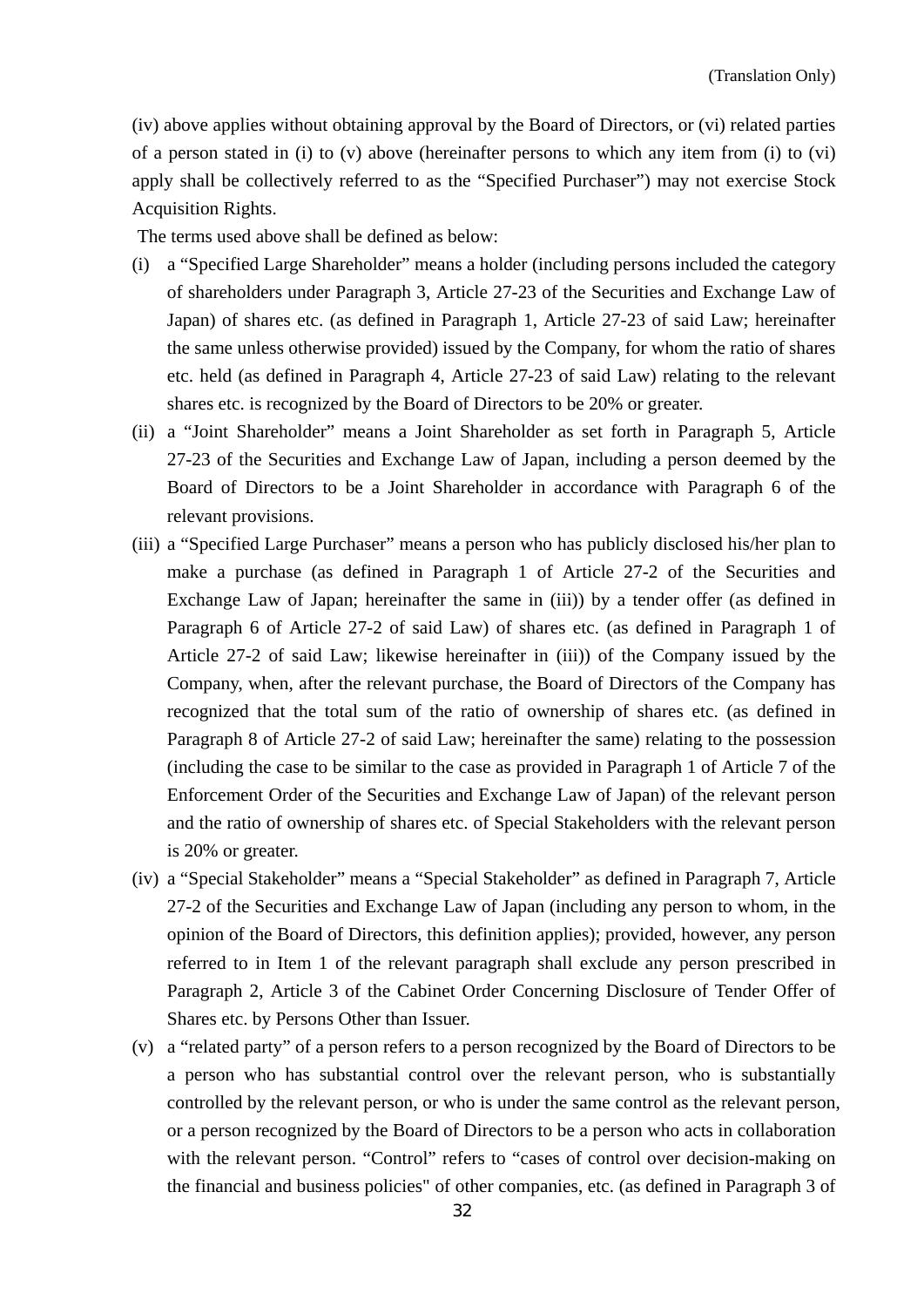(iv) above applies without obtaining approval by the Board of Directors, or (vi) related parties of a person stated in (i) to (v) above (hereinafter persons to which any item from (i) to (vi) apply shall be collectively referred to as the "Specified Purchaser") may not exercise Stock Acquisition Rights.

The terms used above shall be defined as below:

(i) a "Specified Large Shareholder" means a holder (including persons included the category of shareholders under Paragraph 3, Article 27-23 of the Securities and Exchange Law of Japan) of shares etc. (as defined in Paragraph 1, Article 27-23 of said Law; hereinafter the same unless otherwise provided) issued by the Company, for whom the ratio of shares etc. held (as defined in Paragraph 4, Article 27-23 of said Law) relating to the relevant shares etc. is recognized by the Board of Directors to be 20% or greater.

(ii) a "Joint Shareholder" means a Joint Shareholder as set forth in Paragraph 5, Article 27-23 of the Securities and Exchange Law of Japan, including a person deemed by the Board of Directors to be a Joint Shareholder in accordance with Paragraph 6 of the relevant provisions.

(iii) a "Specified Large Purchaser" means a person who has publicly disclosed his/her plan to make a purchase (as defined in Paragraph 1 of Article 27-2 of the Securities and Exchange Law of Japan; hereinafter the same in (iii)) by a tender offer (as defined in Paragraph 6 of Article 27-2 of said Law) of shares etc. (as defined in Paragraph 1 of Article 27-2 of said Law; likewise hereinafter in (iii)) of the Company issued by the Company, when, after the relevant purchase, the Board of Directors of the Company has recognized that the total sum of the ratio of ownership of shares etc. (as defined in Paragraph 8 of Article 27-2 of said Law; hereinafter the same) relating to the possession (including the case to be similar to the case as provided in Paragraph 1 of Article 7 of the Enforcement Order of the Securities and Exchange Law of Japan) of the relevant person and the ratio of ownership of shares etc. of Special Stakeholders with the relevant person is 20% or greater.

(iv) a "Special Stakeholder" means a "Special Stakeholder" as defined in Paragraph 7, Article 27-2 of the Securities and Exchange Law of Japan (including any person to whom, in the opinion of the Board of Directors, this definition applies); provided, however, any person referred to in Item 1 of the relevant paragraph shall exclude any person prescribed in Paragraph 2, Article 3 of the Cabinet Order Concerning Disclosure of Tender Offer of Shares etc. by Persons Other than Issuer.

(v) a "related party" of a person refers to a person recognized by the Board of Directors to be a person who has substantial control over the relevant person, who is substantially controlled by the relevant person, or who is under the same control as the relevant person, or a person recognized by the Board of Directors to be a person who acts in collaboration with the relevant person. "Control" refers to "cases of control over decision-making on the financial and business policies" of other companies, etc. (as defined in Paragraph 3 of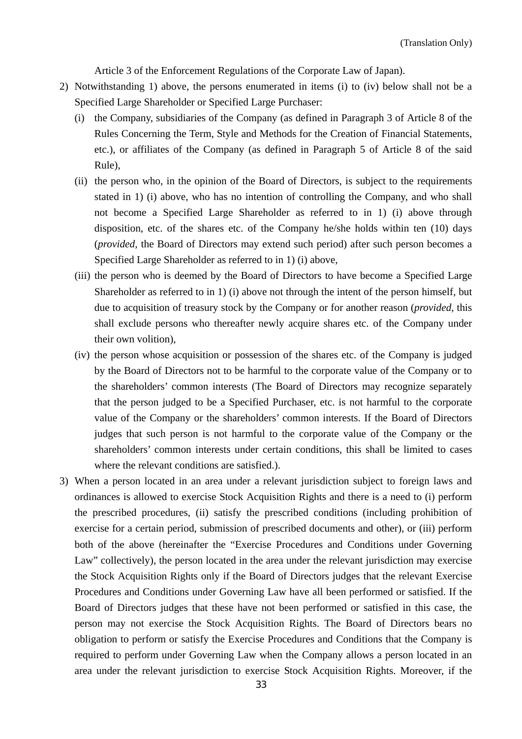Article 3 of the Enforcement Regulations of the Corporate Law of Japan).

2) Notwithstanding 1) above, the persons enumerated in items (i) to (iv) below shall not be a Specified Large Shareholder or Specified Large Purchaser:

   (i) the Company, subsidiaries of the Company (as defined in Paragraph 3 of Article 8 of the Rules Concerning the Term, Style and Methods for the Creation of Financial Statements, etc.), or affiliates of the Company (as defined in Paragraph 5 of Article 8 of the said Rule),

   (ii) the person who, in the opinion of the Board of Directors, is subject to the requirements stated in 1) (i) above, who has no intention of controlling the Company, and who shall not become a Specified Large Shareholder as referred to in 1) (i) above through disposition, etc. of the shares etc. of the Company he/she holds within ten (10) days (*provided*, the Board of Directors may extend such period) after such person becomes a Specified Large Shareholder as referred to in 1) (i) above,

   (iii) the person who is deemed by the Board of Directors to have become a Specified Large Shareholder as referred to in 1) (i) above not through the intent of the person himself, but due to acquisition of treasury stock by the Company or for another reason (*provided*, this shall exclude persons who thereafter newly acquire shares etc. of the Company under their own volition),

   (iv) the person whose acquisition or possession of the shares etc. of the Company is judged by the Board of Directors not to be harmful to the corporate value of the Company or to the shareholders' common interests (The Board of Directors may recognize separately that the person judged to be a Specified Purchaser, etc. is not harmful to the corporate value of the Company or the shareholders' common interests. If the Board of Directors judges that such person is not harmful to the corporate value of the Company or the shareholders' common interests under certain conditions, this shall be limited to cases where the relevant conditions are satisfied.).

3) When a person located in an area under a relevant jurisdiction subject to foreign laws and ordinances is allowed to exercise Stock Acquisition Rights and there is a need to (i) perform the prescribed procedures, (ii) satisfy the prescribed conditions (including prohibition of exercise for a certain period, submission of prescribed documents and other), or (iii) perform both of the above (hereinafter the "Exercise Procedures and Conditions under Governing Law" collectively), the person located in the area under the relevant jurisdiction may exercise the Stock Acquisition Rights only if the Board of Directors judges that the relevant Exercise Procedures and Conditions under Governing Law have all been performed or satisfied. If the Board of Directors judges that these have not been performed or satisfied in this case, the person may not exercise the Stock Acquisition Rights. The Board of Directors bears no obligation to perform or satisfy the Exercise Procedures and Conditions that the Company is required to perform under Governing Law when the Company allows a person located in an area under the relevant jurisdiction to exercise Stock Acquisition Rights. Moreover, if the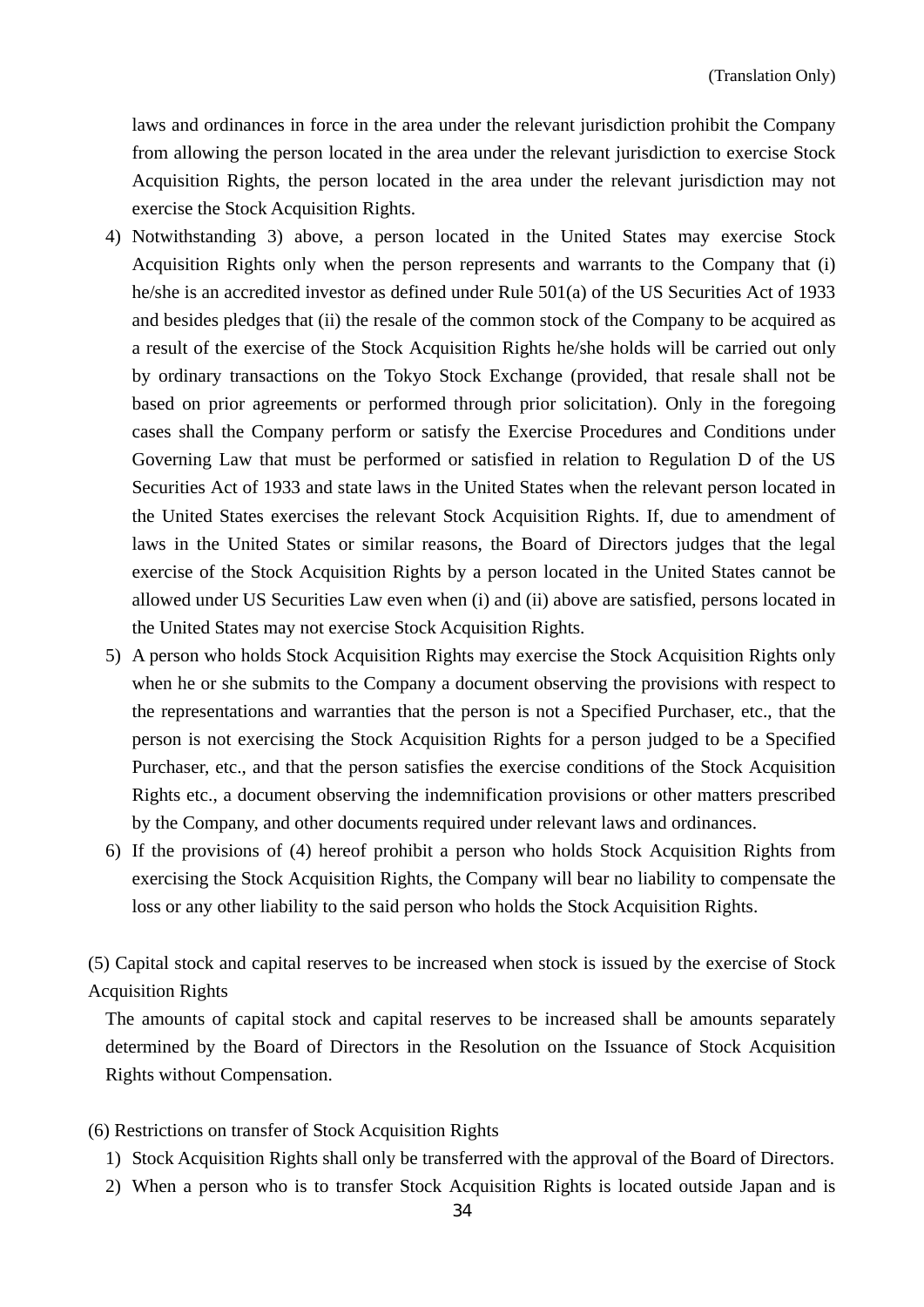laws and ordinances in force in the area under the relevant jurisdiction prohibit the Company from allowing the person located in the area under the relevant jurisdiction to exercise Stock Acquisition Rights, the person located in the area under the relevant jurisdiction may not exercise the Stock Acquisition Rights.

4) Notwithstanding 3) above, a person located in the United States may exercise Stock Acquisition Rights only when the person represents and warrants to the Company that (i) he/she is an accredited investor as defined under Rule 501(a) of the US Securities Act of 1933 and besides pledges that (ii) the resale of the common stock of the Company to be acquired as a result of the exercise of the Stock Acquisition Rights he/she holds will be carried out only by ordinary transactions on the Tokyo Stock Exchange (provided, that resale shall not be based on prior agreements or performed through prior solicitation). Only in the foregoing cases shall the Company perform or satisfy the Exercise Procedures and Conditions under Governing Law that must be performed or satisfied in relation to Regulation D of the US Securities Act of 1933 and state laws in the United States when the relevant person located in the United States exercises the relevant Stock Acquisition Rights. If, due to amendment of laws in the United States or similar reasons, the Board of Directors judges that the legal exercise of the Stock Acquisition Rights by a person located in the United States cannot be allowed under US Securities Law even when (i) and (ii) above are satisfied, persons located in the United States may not exercise Stock Acquisition Rights.

5) A person who holds Stock Acquisition Rights may exercise the Stock Acquisition Rights only when he or she submits to the Company a document observing the provisions with respect to the representations and warranties that the person is not a Specified Purchaser, etc., that the person is not exercising the Stock Acquisition Rights for a person judged to be a Specified Purchaser, etc., and that the person satisfies the exercise conditions of the Stock Acquisition Rights etc., a document observing the indemnification provisions or other matters prescribed by the Company, and other documents required under relevant laws and ordinances.

6) If the provisions of (4) hereof prohibit a person who holds Stock Acquisition Rights from exercising the Stock Acquisition Rights, the Company will bear no liability to compensate the loss or any other liability to the said person who holds the Stock Acquisition Rights.

(5) Capital stock and capital reserves to be increased when stock is issued by the exercise of Stock Acquisition Rights

The amounts of capital stock and capital reserves to be increased shall be amounts separately determined by the Board of Directors in the Resolution on the Issuance of Stock Acquisition Rights without Compensation.

(6) Restrictions on transfer of Stock Acquisition Rights

1) Stock Acquisition Rights shall only be transferred with the approval of the Board of Directors.

2) When a person who is to transfer Stock Acquisition Rights is located outside Japan and is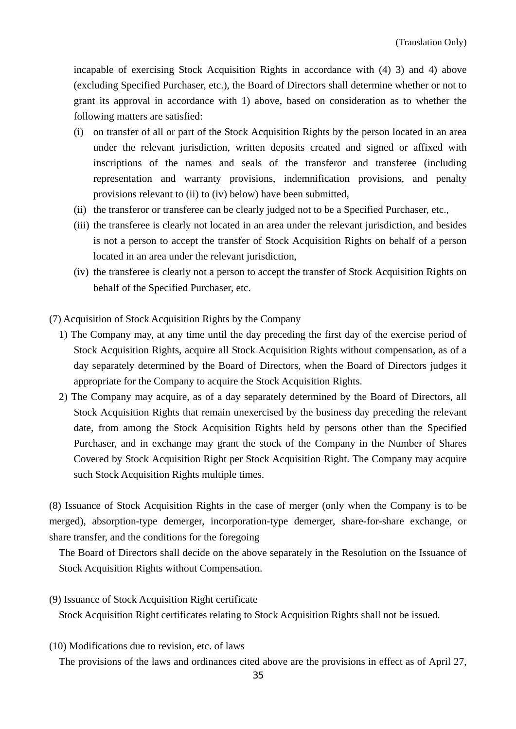incapable of exercising Stock Acquisition Rights in accordance with (4) 3) and 4) above (excluding Specified Purchaser, etc.), the Board of Directors shall determine whether or not to grant its approval in accordance with 1) above, based on consideration as to whether the following matters are satisfied:

- (i) on transfer of all or part of the Stock Acquisition Rights by the person located in an area under the relevant jurisdiction, written deposits created and signed or affixed with inscriptions of the names and seals of the transferor and transferee (including representation and warranty provisions, indemnification provisions, and penalty provisions relevant to (ii) to (iv) below) have been submitted,
- (ii) the transferor or transferee can be clearly judged not to be a Specified Purchaser, etc.,
- (iii) the transferee is clearly not located in an area under the relevant jurisdiction, and besides is not a person to accept the transfer of Stock Acquisition Rights on behalf of a person located in an area under the relevant jurisdiction,
- (iv) the transferee is clearly not a person to accept the transfer of Stock Acquisition Rights on behalf of the Specified Purchaser, etc.

(7) Acquisition of Stock Acquisition Rights by the Company

1) The Company may, at any time until the day preceding the first day of the exercise period of Stock Acquisition Rights, acquire all Stock Acquisition Rights without compensation, as of a day separately determined by the Board of Directors, when the Board of Directors judges it appropriate for the Company to acquire the Stock Acquisition Rights.

2) The Company may acquire, as of a day separately determined by the Board of Directors, all Stock Acquisition Rights that remain unexercised by the business day preceding the relevant date, from among the Stock Acquisition Rights held by persons other than the Specified Purchaser, and in exchange may grant the stock of the Company in the Number of Shares Covered by Stock Acquisition Right per Stock Acquisition Right. The Company may acquire such Stock Acquisition Rights multiple times.

(8) Issuance of Stock Acquisition Rights in the case of merger (only when the Company is to be merged), absorption-type demerger, incorporation-type demerger, share-for-share exchange, or share transfer, and the conditions for the foregoing

The Board of Directors shall decide on the above separately in the Resolution on the Issuance of Stock Acquisition Rights without Compensation.

(9) Issuance of Stock Acquisition Right certificate

Stock Acquisition Right certificates relating to Stock Acquisition Rights shall not be issued.

(10) Modifications due to revision, etc. of laws

The provisions of the laws and ordinances cited above are the provisions in effect as of April 27,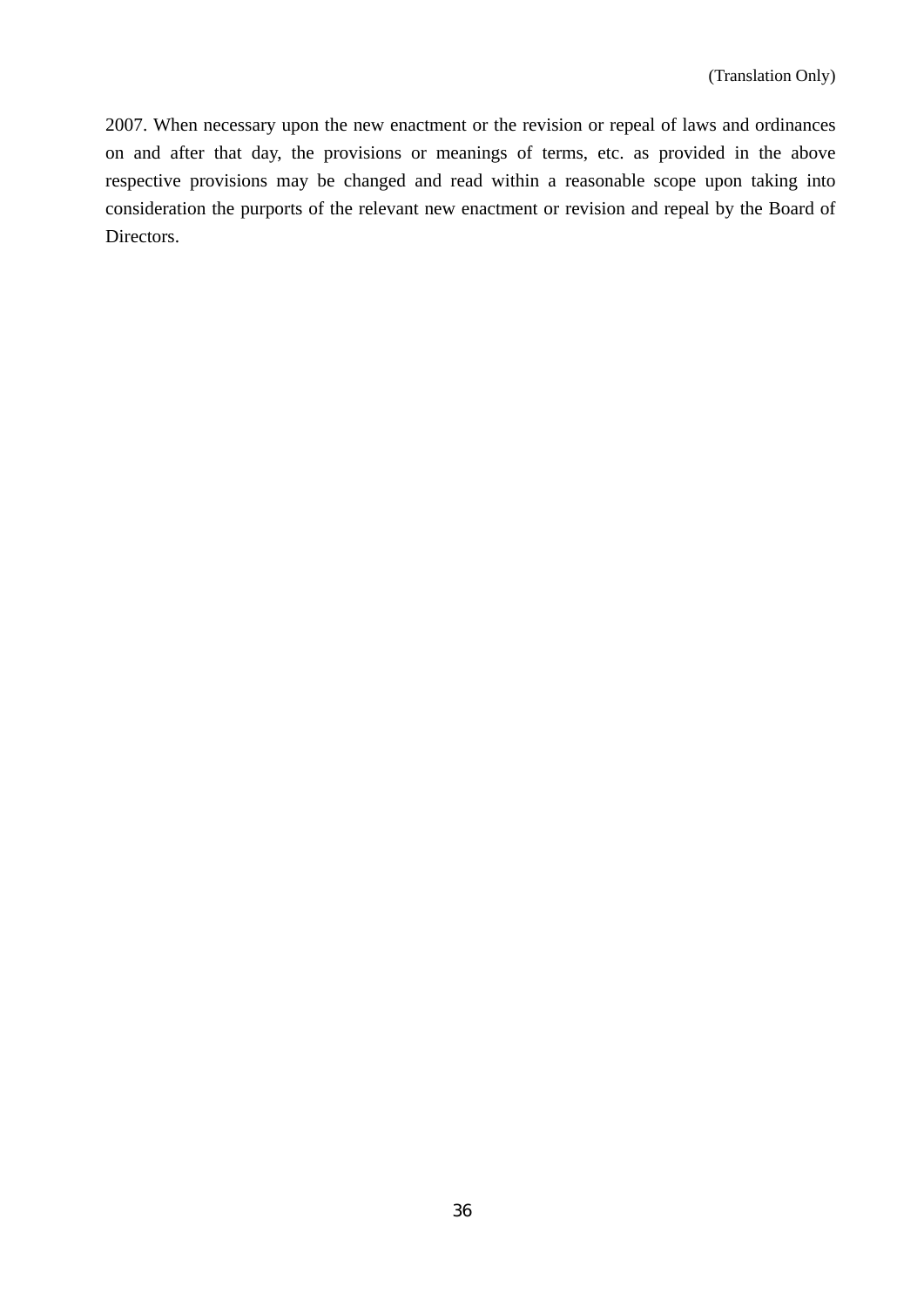2007. When necessary upon the new enactment or the revision or repeal of laws and ordinances on and after that day, the provisions or meanings of terms, etc. as provided in the above respective provisions may be changed and read within a reasonable scope upon taking into consideration the purports of the relevant new enactment or revision and repeal by the Board of Directors.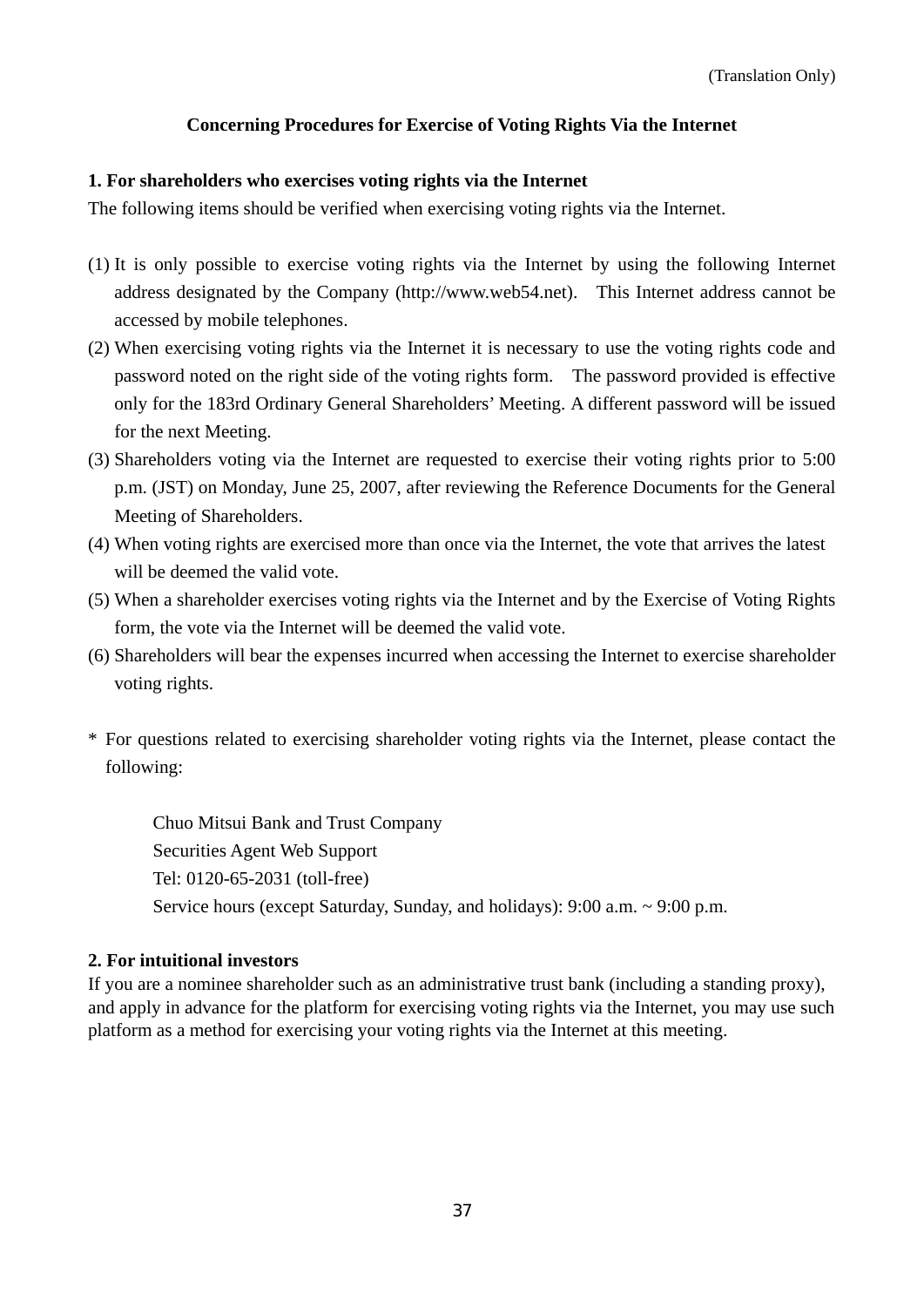(Translation Only)

## Concerning Procedures for Exercise of Voting Rights Via the Internet

### 1. For shareholders who exercises voting rights via the Internet

The following items should be verified when exercising voting rights via the Internet.

(1) It is only possible to exercise voting rights via the Internet by using the following Internet address designated by the Company (http://www.web54.net). This Internet address cannot be accessed by mobile telephones.

(2) When exercising voting rights via the Internet it is necessary to use the voting rights code and password noted on the right side of the voting rights form. The password provided is effective only for the 183rd Ordinary General Shareholders' Meeting. A different password will be issued for the next Meeting.

(3) Shareholders voting via the Internet are requested to exercise their voting rights prior to 5:00 p.m. (JST) on Monday, June 25, 2007, after reviewing the Reference Documents for the General Meeting of Shareholders.

(4) When voting rights are exercised more than once via the Internet, the vote that arrives the latest will be deemed the valid vote.

(5) When a shareholder exercises voting rights via the Internet and by the Exercise of Voting Rights form, the vote via the Internet will be deemed the valid vote.

(6) Shareholders will bear the expenses incurred when accessing the Internet to exercise shareholder voting rights.

\* For questions related to exercising shareholder voting rights via the Internet, please contact the following:

> Chuo Mitsui Bank and Trust Company
> Securities Agent Web Support
> Tel: 0120-65-2031 (toll-free)
> Service hours (except Saturday, Sunday, and holidays): 9:00 a.m. ~ 9:00 p.m.

### 2. For intuitional investors

If you are a nominee shareholder such as an administrative trust bank (including a standing proxy), and apply in advance for the platform for exercising voting rights via the Internet, you may use such platform as a method for exercising your voting rights via the Internet at this meeting.